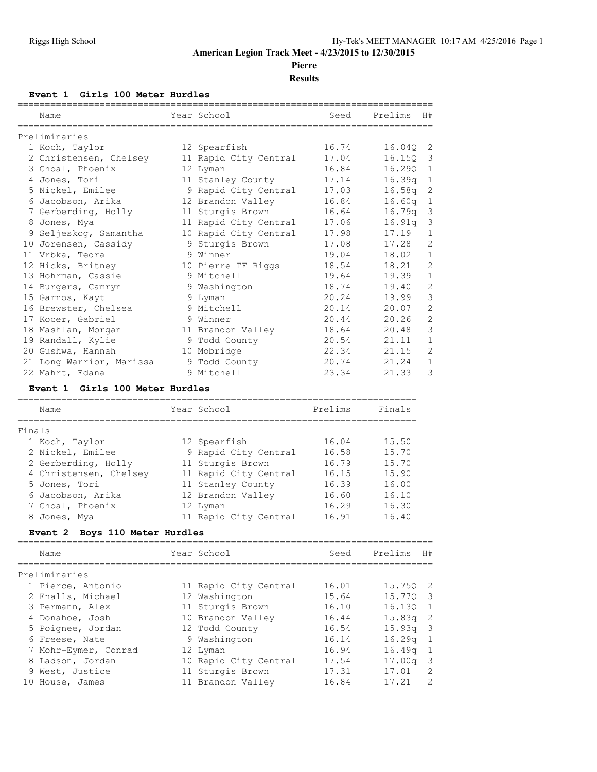# American Legion Track Meet - 4/23/2015 to 12/30/2015

## Pierre

## Results

### Event 1 Girls 100 Meter Hurdles

| | Name | Year | School | Seed | Prelims | H# |
|---|---|---|---|---|---|---|
| **Preliminaries** | | | | | | |
| 1 | Koch, Taylor | 12 | Spearfish | 16.74 | 16.04Q | 2 |
| 2 | Christensen, Chelsey | 11 | Rapid City Central | 17.04 | 16.15Q | 3 |
| 3 | Choal, Phoenix | 12 | Lyman | 16.84 | 16.29Q | 1 |
| 4 | Jones, Tori | 11 | Stanley County | 17.14 | 16.39q | 1 |
| 5 | Nickel, Emilee | 9 | Rapid City Central | 17.03 | 16.58q | 2 |
| 6 | Jacobson, Arika | 12 | Brandon Valley | 16.84 | 16.60q | 1 |
| 7 | Gerberding, Holly | 11 | Sturgis Brown | 16.64 | 16.79q | 3 |
| 8 | Jones, Mya | 11 | Rapid City Central | 17.06 | 16.91q | 3 |
| 9 | Seljeskog, Samantha | 10 | Rapid City Central | 17.98 | 17.19 | 1 |
| 10 | Jorensen, Cassidy | 9 | Sturgis Brown | 17.08 | 17.28 | 2 |
| 11 | Vrbka, Tedra | 9 | Winner | 19.04 | 18.02 | 1 |
| 12 | Hicks, Britney | 10 | Pierre TF Riggs | 18.54 | 18.21 | 2 |
| 13 | Hohrman, Cassie | 9 | Mitchell | 19.64 | 19.39 | 1 |
| 14 | Burgers, Camryn | 9 | Washington | 18.74 | 19.40 | 2 |
| 15 | Garnos, Kayt | 9 | Lyman | 20.24 | 19.99 | 3 |
| 16 | Brewster, Chelsea | 9 | Mitchell | 20.14 | 20.07 | 2 |
| 17 | Kocer, Gabriel | 9 | Winner | 20.44 | 20.26 | 2 |
| 18 | Mashlan, Morgan | 11 | Brandon Valley | 18.64 | 20.48 | 3 |
| 19 | Randall, Kylie | 9 | Todd County | 20.54 | 21.11 | 1 |
| 20 | Gushwa, Hannah | 10 | Mobridge | 22.34 | 21.15 | 2 |
| 21 | Long Warrior, Marissa | 9 | Todd County | 20.74 | 21.24 | 1 |
| 22 | Mahrt, Edana | 9 | Mitchell | 23.34 | 21.33 | 3 |

### Event 1 Girls 100 Meter Hurdles

| | Name | Year | School | Prelims | Finals |
|---|---|---|---|---|---|
| **Finals** | | | | | |
| 1 | Koch, Taylor | 12 | Spearfish | 16.04 | 15.50 |
| 2 | Nickel, Emilee | 9 | Rapid City Central | 16.58 | 15.70 |
| 2 | Gerberding, Holly | 11 | Sturgis Brown | 16.79 | 15.70 |
| 4 | Christensen, Chelsey | 11 | Rapid City Central | 16.15 | 15.90 |
| 5 | Jones, Tori | 11 | Stanley County | 16.39 | 16.00 |
| 6 | Jacobson, Arika | 12 | Brandon Valley | 16.60 | 16.10 |
| 7 | Choal, Phoenix | 12 | Lyman | 16.29 | 16.30 |
| 8 | Jones, Mya | 11 | Rapid City Central | 16.91 | 16.40 |

### Event 2 Boys 110 Meter Hurdles

| | Name | Year | School | Seed | Prelims | H# |
|---|---|---|---|---|---|---|
| **Preliminaries** | | | | | | |
| 1 | Pierce, Antonio | 11 | Rapid City Central | 16.01 | 15.75Q | 2 |
| 2 | Enalls, Michael | 12 | Washington | 15.64 | 15.77Q | 3 |
| 3 | Permann, Alex | 11 | Sturgis Brown | 16.10 | 16.13Q | 1 |
| 4 | Donahoe, Josh | 10 | Brandon Valley | 16.44 | 15.83q | 2 |
| 5 | Poignee, Jordan | 12 | Todd County | 16.54 | 15.93q | 3 |
| 6 | Freese, Nate | 9 | Washington | 16.14 | 16.29q | 1 |
| 7 | Mohr-Eymer, Conrad | 12 | Lyman | 16.94 | 16.49q | 1 |
| 8 | Ladson, Jordan | 10 | Rapid City Central | 17.54 | 17.00q | 3 |
| 9 | West, Justice | 11 | Sturgis Brown | 17.31 | 17.01 | 2 |
| 10 | House, James | 11 | Brandon Valley | 16.84 | 17.21 | 2 |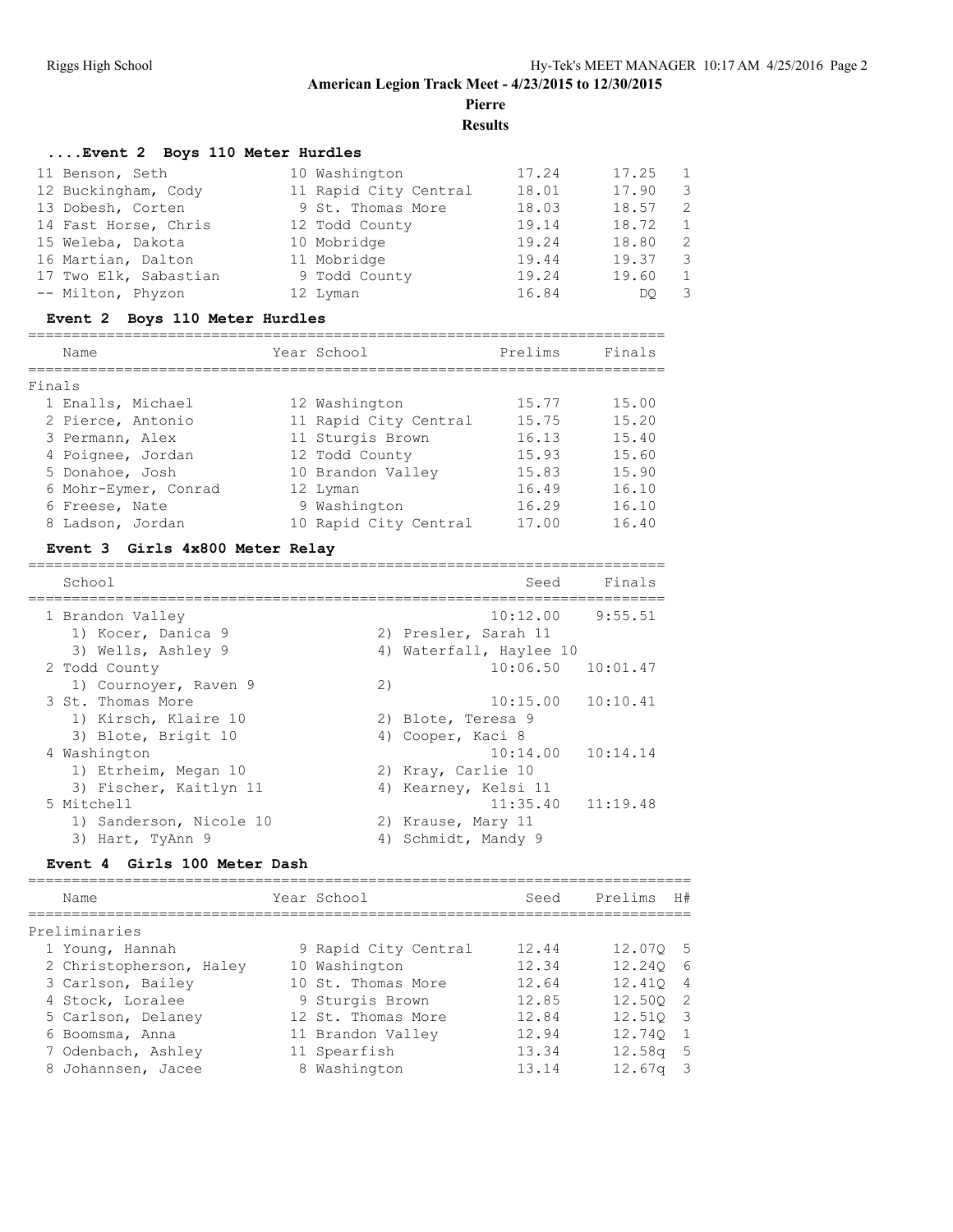**American Legion Track Meet - 4/23/2015 to 12/30/2015**

**Pierre**

**Results**

### ....Event 2 Boys 110 Meter Hurdles

| Place | Name | Year | School | Prelims | Finals | H# |
|---|---|---|---|---|---|---|
| 11 | Benson, Seth | 10 | Washington | 17.24 | 17.25 | 1 |
| 12 | Buckingham, Cody | 11 | Rapid City Central | 18.01 | 17.90 | 3 |
| 13 | Dobesh, Corten | 9 | St. Thomas More | 18.03 | 18.57 | 2 |
| 14 | Fast Horse, Chris | 12 | Todd County | 19.14 | 18.72 | 1 |
| 15 | Weleba, Dakota | 10 | Mobridge | 19.24 | 18.80 | 2 |
| 16 | Martian, Dalton | 11 | Mobridge | 19.44 | 19.37 | 3 |
| 17 | Two Elk, Sabastian | 9 | Todd County | 19.24 | 19.60 | 1 |
| -- | Milton, Phyzon | 12 | Lyman | 16.84 | DQ | 3 |

### Event 2 Boys 110 Meter Hurdles

Finals

| Place | Name | Year | School | Prelims | Finals |
|---|---|---|---|---|---|
| 1 | Enalls, Michael | 12 | Washington | 15.77 | 15.00 |
| 2 | Pierce, Antonio | 11 | Rapid City Central | 15.75 | 15.20 |
| 3 | Permann, Alex | 11 | Sturgis Brown | 16.13 | 15.40 |
| 4 | Poignee, Jordan | 12 | Todd County | 15.93 | 15.60 |
| 5 | Donahoe, Josh | 10 | Brandon Valley | 15.83 | 15.90 |
| 6 | Mohr-Eymer, Conrad | 12 | Lyman | 16.49 | 16.10 |
| 6 | Freese, Nate | 9 | Washington | 16.29 | 16.10 |
| 8 | Ladson, Jordan | 10 | Rapid City Central | 17.00 | 16.40 |

### Event 3 Girls 4x800 Meter Relay

| Place | School | Seed | Finals |
|---|---|---|---|
| 1 | Brandon Valley | 10:12.00 | 9:55.51 |
| | 1) Kocer, Danica 9; 2) Presler, Sarah 11; 3) Wells, Ashley 9; 4) Waterfall, Haylee 10 | | |
| 2 | Todd County | 10:06.50 | 10:01.47 |
| | 1) Cournoyer, Raven 9; 2) | | |
| 3 | St. Thomas More | 10:15.00 | 10:10.41 |
| | 1) Kirsch, Klaire 10; 2) Blote, Teresa 9; 3) Blote, Brigit 10; 4) Cooper, Kaci 8 | | |
| 4 | Washington | 10:14.00 | 10:14.14 |
| | 1) Etrheim, Megan 10; 2) Kray, Carlie 10; 3) Fischer, Kaitlyn 11; 4) Kearney, Kelsi 11 | | |
| 5 | Mitchell | 11:35.40 | 11:19.48 |
| | 1) Sanderson, Nicole 10; 2) Krause, Mary 11; 3) Hart, TyAnn 9; 4) Schmidt, Mandy 9 | | |

### Event 4 Girls 100 Meter Dash

Preliminaries

| Place | Name | Year | School | Seed | Prelims | H# |
|---|---|---|---|---|---|---|
| 1 | Young, Hannah | 9 | Rapid City Central | 12.44 | 12.07Q | 5 |
| 2 | Christopherson, Haley | 10 | Washington | 12.34 | 12.24Q | 6 |
| 3 | Carlson, Bailey | 10 | St. Thomas More | 12.64 | 12.41Q | 4 |
| 4 | Stock, Loralee | 9 | Sturgis Brown | 12.85 | 12.50Q | 2 |
| 5 | Carlson, Delaney | 12 | St. Thomas More | 12.84 | 12.51Q | 3 |
| 6 | Boomsma, Anna | 11 | Brandon Valley | 12.94 | 12.74Q | 1 |
| 7 | Odenbach, Ashley | 11 | Spearfish | 13.34 | 12.58q | 5 |
| 8 | Johannsen, Jacee | 8 | Washington | 13.14 | 12.67q | 3 |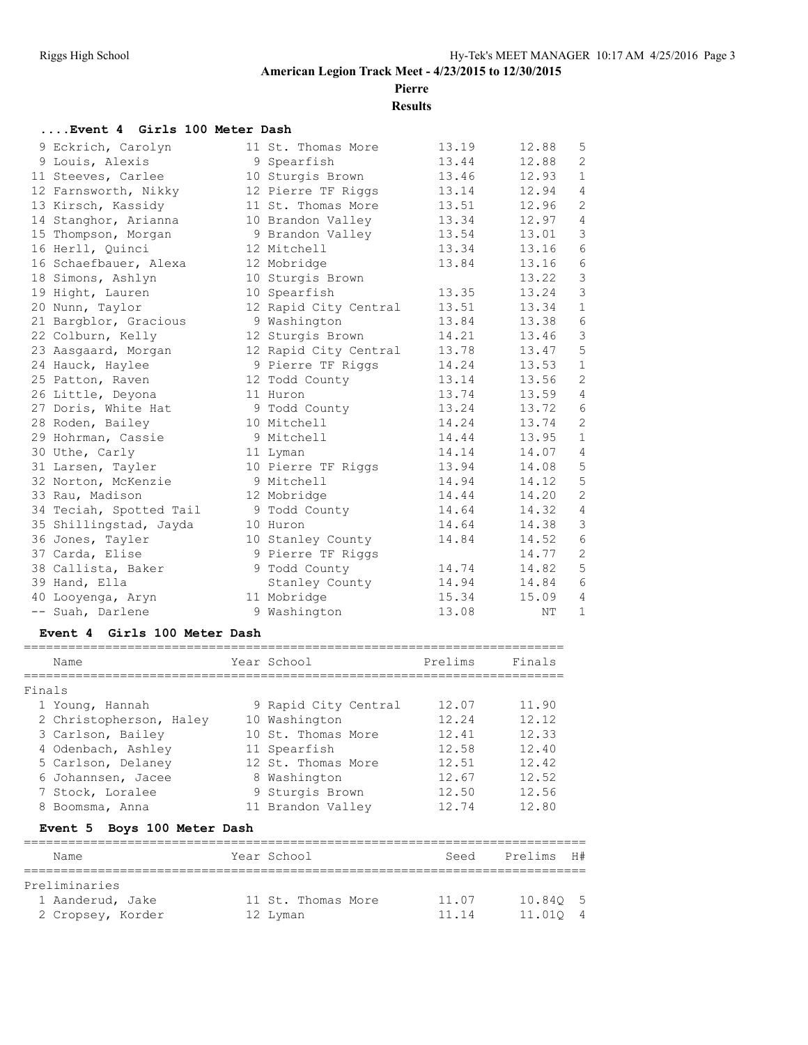American Legion Track Meet - 4/23/2015 to 12/30/2015

Pierre

Results

### ....Event 4 Girls 100 Meter Dash

| Place | Name | Year | School | Seed | Prelims | H# |
|---|---|---|---|---|---|---|
| 9 | Eckrich, Carolyn | 11 | St. Thomas More | 13.19 | 12.88 | 5 |
| 9 | Louis, Alexis | 9 | Spearfish | 13.44 | 12.88 | 2 |
| 11 | Steeves, Carlee | 10 | Sturgis Brown | 13.46 | 12.93 | 1 |
| 12 | Farnsworth, Nikky | 12 | Pierre TF Riggs | 13.14 | 12.94 | 4 |
| 13 | Kirsch, Kassidy | 11 | St. Thomas More | 13.51 | 12.96 | 2 |
| 14 | Stanghor, Arianna | 10 | Brandon Valley | 13.34 | 12.97 | 4 |
| 15 | Thompson, Morgan | 9 | Brandon Valley | 13.54 | 13.01 | 3 |
| 16 | Herll, Quinci | 12 | Mitchell | 13.34 | 13.16 | 6 |
| 16 | Schaefbauer, Alexa | 12 | Mobridge | 13.84 | 13.16 | 6 |
| 18 | Simons, Ashlyn | 10 | Sturgis Brown | | 13.22 | 3 |
| 19 | Hight, Lauren | 10 | Spearfish | 13.35 | 13.24 | 3 |
| 20 | Nunn, Taylor | 12 | Rapid City Central | 13.51 | 13.34 | 1 |
| 21 | Bargblor, Gracious | 9 | Washington | 13.84 | 13.38 | 6 |
| 22 | Colburn, Kelly | 12 | Sturgis Brown | 14.21 | 13.46 | 3 |
| 23 | Aasgaard, Morgan | 12 | Rapid City Central | 13.78 | 13.47 | 5 |
| 24 | Hauck, Haylee | 9 | Pierre TF Riggs | 14.24 | 13.53 | 1 |
| 25 | Patton, Raven | 12 | Todd County | 13.14 | 13.56 | 2 |
| 26 | Little, Deyona | 11 | Huron | 13.74 | 13.59 | 4 |
| 27 | Doris, White Hat | 9 | Todd County | 13.24 | 13.72 | 6 |
| 28 | Roden, Bailey | 10 | Mitchell | 14.24 | 13.74 | 2 |
| 29 | Hohrman, Cassie | 9 | Mitchell | 14.44 | 13.95 | 1 |
| 30 | Uthe, Carly | 11 | Lyman | 14.14 | 14.07 | 4 |
| 31 | Larsen, Tayler | 10 | Pierre TF Riggs | 13.94 | 14.08 | 5 |
| 32 | Norton, McKenzie | 9 | Mitchell | 14.94 | 14.12 | 5 |
| 33 | Rau, Madison | 12 | Mobridge | 14.44 | 14.20 | 2 |
| 34 | Teciah, Spotted Tail | 9 | Todd County | 14.64 | 14.32 | 4 |
| 35 | Shillingstad, Jayda | 10 | Huron | 14.64 | 14.38 | 3 |
| 36 | Jones, Tayler | 10 | Stanley County | 14.84 | 14.52 | 6 |
| 37 | Carda, Elise | 9 | Pierre TF Riggs | | 14.77 | 2 |
| 38 | Callista, Baker | 9 | Todd County | 14.74 | 14.82 | 5 |
| 39 | Hand, Ella | | Stanley County | 14.94 | 14.84 | 6 |
| 40 | Looyenga, Aryn | 11 | Mobridge | 15.34 | 15.09 | 4 |
| -- | Suah, Darlene | 9 | Washington | 13.08 | NT | 1 |

### Event 4 Girls 100 Meter Dash

Finals

| Place | Name | Year | School | Prelims | Finals |
|---|---|---|---|---|---|
| 1 | Young, Hannah | 9 | Rapid City Central | 12.07 | 11.90 |
| 2 | Christopherson, Haley | 10 | Washington | 12.24 | 12.12 |
| 3 | Carlson, Bailey | 10 | St. Thomas More | 12.41 | 12.33 |
| 4 | Odenbach, Ashley | 11 | Spearfish | 12.58 | 12.40 |
| 5 | Carlson, Delaney | 12 | St. Thomas More | 12.51 | 12.42 |
| 6 | Johannsen, Jacee | 8 | Washington | 12.67 | 12.52 |
| 7 | Stock, Loralee | 9 | Sturgis Brown | 12.50 | 12.56 |
| 8 | Boomsma, Anna | 11 | Brandon Valley | 12.74 | 12.80 |

### Event 5 Boys 100 Meter Dash

Preliminaries

| Place | Name | Year | School | Seed | Prelims | H# |
|---|---|---|---|---|---|---|
| 1 | Aanderud, Jake | 11 | St. Thomas More | 11.07 | 10.84Q | 5 |
| 2 | Cropsey, Korder | 12 | Lyman | 11.14 | 11.01Q | 4 |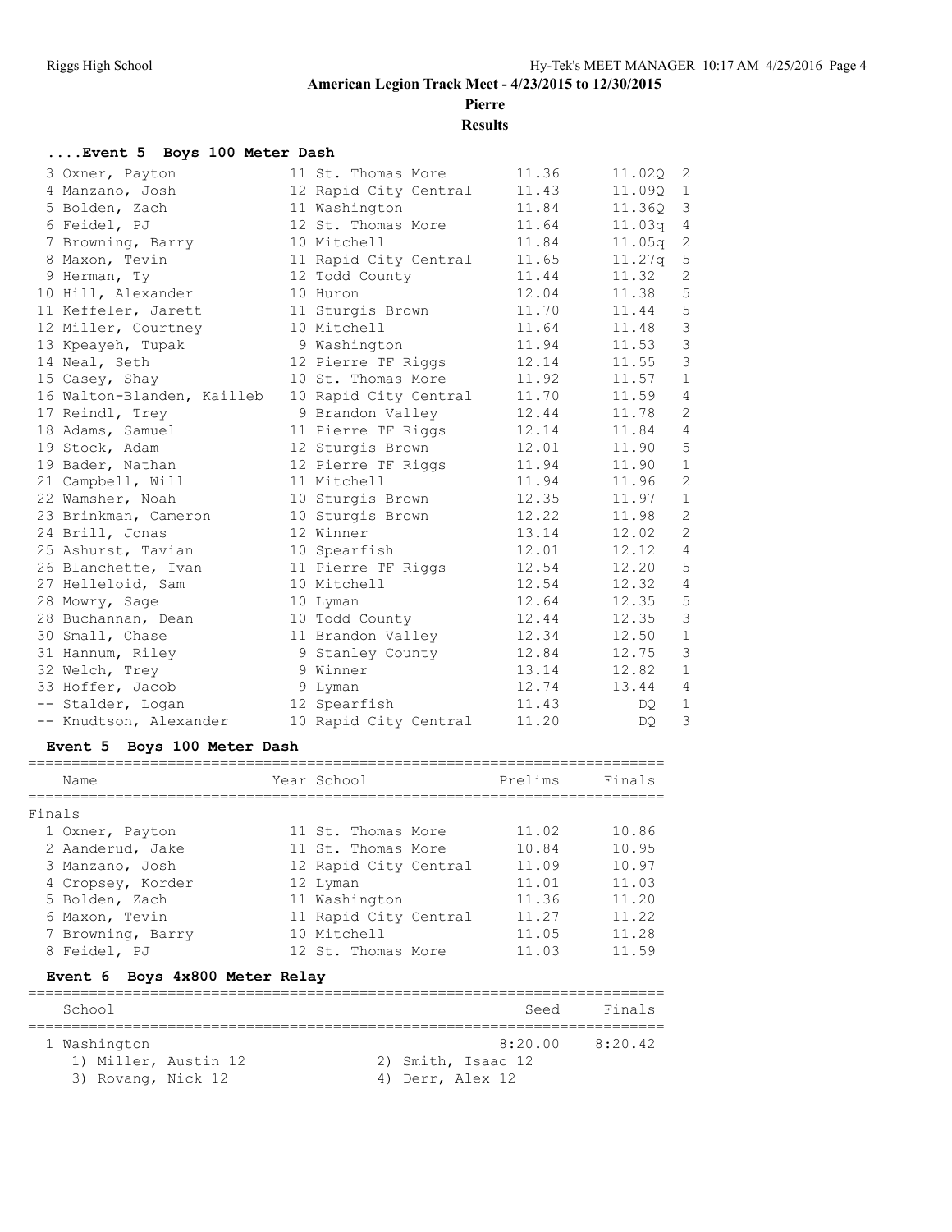American Legion Track Meet - 4/23/2015 to 12/30/2015

Pierre

Results

### ....Event 5 Boys 100 Meter Dash

| Place | Name | Year | School | Seed | Prelims | Heat |
|---|---|---|---|---|---|---|
| 3 | Oxner, Payton | 11 | St. Thomas More | 11.36 | 11.02Q | 2 |
| 4 | Manzano, Josh | 12 | Rapid City Central | 11.43 | 11.09Q | 1 |
| 5 | Bolden, Zach | 11 | Washington | 11.84 | 11.36Q | 3 |
| 6 | Feidel, PJ | 12 | St. Thomas More | 11.64 | 11.03q | 4 |
| 7 | Browning, Barry | 10 | Mitchell | 11.84 | 11.05q | 2 |
| 8 | Maxon, Tevin | 11 | Rapid City Central | 11.65 | 11.27q | 5 |
| 9 | Herman, Ty | 12 | Todd County | 11.44 | 11.32 | 2 |
| 10 | Hill, Alexander | 10 | Huron | 12.04 | 11.38 | 5 |
| 11 | Keffeler, Jarett | 11 | Sturgis Brown | 11.70 | 11.44 | 5 |
| 12 | Miller, Courtney | 10 | Mitchell | 11.64 | 11.48 | 3 |
| 13 | Kpeayeh, Tupak | 9 | Washington | 11.94 | 11.53 | 3 |
| 14 | Neal, Seth | 12 | Pierre TF Riggs | 12.14 | 11.55 | 3 |
| 15 | Casey, Shay | 10 | St. Thomas More | 11.92 | 11.57 | 1 |
| 16 | Walton-Blanden, Kailleb | 10 | Rapid City Central | 11.70 | 11.59 | 4 |
| 17 | Reindl, Trey | 9 | Brandon Valley | 12.44 | 11.78 | 2 |
| 18 | Adams, Samuel | 11 | Pierre TF Riggs | 12.14 | 11.84 | 4 |
| 19 | Stock, Adam | 12 | Sturgis Brown | 12.01 | 11.90 | 5 |
| 19 | Bader, Nathan | 12 | Pierre TF Riggs | 11.94 | 11.90 | 1 |
| 21 | Campbell, Will | 11 | Mitchell | 11.94 | 11.96 | 2 |
| 22 | Wamsher, Noah | 10 | Sturgis Brown | 12.35 | 11.97 | 1 |
| 23 | Brinkman, Cameron | 10 | Sturgis Brown | 12.22 | 11.98 | 2 |
| 24 | Brill, Jonas | 12 | Winner | 13.14 | 12.02 | 2 |
| 25 | Ashurst, Tavian | 10 | Spearfish | 12.01 | 12.12 | 4 |
| 26 | Blanchette, Ivan | 11 | Pierre TF Riggs | 12.54 | 12.20 | 5 |
| 27 | Helleloid, Sam | 10 | Mitchell | 12.54 | 12.32 | 4 |
| 28 | Mowry, Sage | 10 | Lyman | 12.64 | 12.35 | 5 |
| 28 | Buchannan, Dean | 10 | Todd County | 12.44 | 12.35 | 3 |
| 30 | Small, Chase | 11 | Brandon Valley | 12.34 | 12.50 | 1 |
| 31 | Hannum, Riley | 9 | Stanley County | 12.84 | 12.75 | 3 |
| 32 | Welch, Trey | 9 | Winner | 13.14 | 12.82 | 1 |
| 33 | Hoffer, Jacob | 9 | Lyman | 12.74 | 13.44 | 4 |
| -- | Stalder, Logan | 12 | Spearfish | 11.43 | DQ | 1 |
| -- | Knudtson, Alexander | 10 | Rapid City Central | 11.20 | DQ | 3 |

### Event 5 Boys 100 Meter Dash

Finals

| Place | Name | Year | School | Prelims | Finals |
|---|---|---|---|---|---|
| 1 | Oxner, Payton | 11 | St. Thomas More | 11.02 | 10.86 |
| 2 | Aanderud, Jake | 11 | St. Thomas More | 10.84 | 10.95 |
| 3 | Manzano, Josh | 12 | Rapid City Central | 11.09 | 10.97 |
| 4 | Cropsey, Korder | 12 | Lyman | 11.01 | 11.03 |
| 5 | Bolden, Zach | 11 | Washington | 11.36 | 11.20 |
| 6 | Maxon, Tevin | 11 | Rapid City Central | 11.27 | 11.22 |
| 7 | Browning, Barry | 10 | Mitchell | 11.05 | 11.28 |
| 8 | Feidel, PJ | 12 | St. Thomas More | 11.03 | 11.59 |

### Event 6 Boys 4x800 Meter Relay

| Place | School | Seed | Finals |
|---|---|---|---|
| 1 | Washington | 8:20.00 | 8:20.42 |

1) Miller, Austin 12
2) Smith, Isaac 12
3) Rovang, Nick 12
4) Derr, Alex 12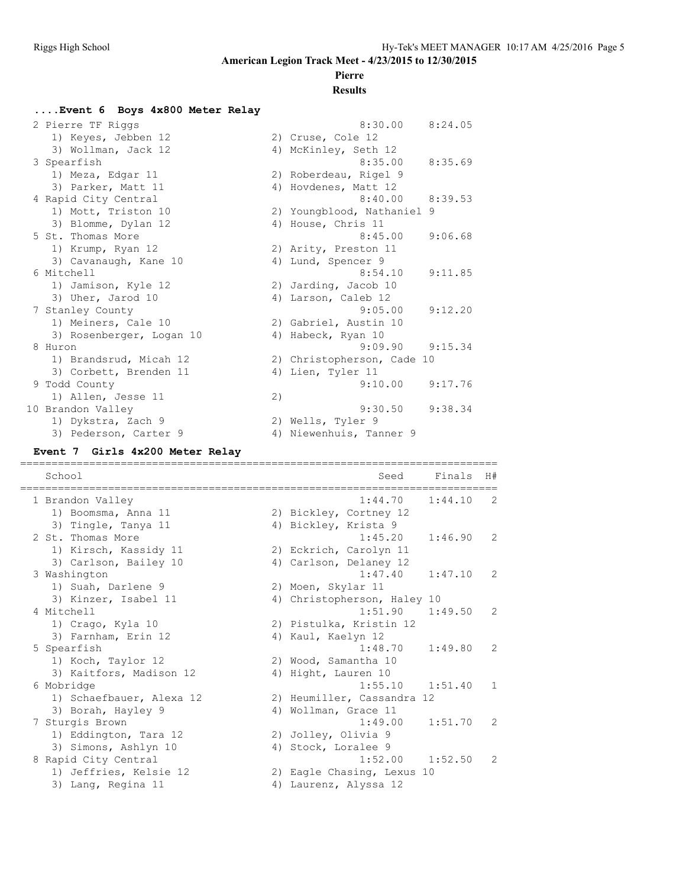**American Legion Track Meet - 4/23/2015 to 12/30/2015**

**Pierre**

**Results**

### ....Event 6 Boys 4x800 Meter Relay

| School | Seed | Finals |
|---|---|---|
| 2 Pierre TF Riggs | 8:30.00 | 8:24.05 |
| 1) Keyes, Jebben 12; 2) Cruse, Cole 12; 3) Wollman, Jack 12; 4) McKinley, Seth 12 | | |
| 3 Spearfish | 8:35.00 | 8:35.69 |
| 1) Meza, Edgar 11; 2) Roberdeau, Rigel 9; 3) Parker, Matt 11; 4) Hovdenes, Matt 12 | | |
| 4 Rapid City Central | 8:40.00 | 8:39.53 |
| 1) Mott, Triston 10; 2) Youngblood, Nathaniel 9; 3) Blomme, Dylan 12; 4) House, Chris 11 | | |
| 5 St. Thomas More | 8:45.00 | 9:06.68 |
| 1) Krump, Ryan 12; 2) Arity, Preston 11; 3) Cavanaugh, Kane 10; 4) Lund, Spencer 9 | | |
| 6 Mitchell | 8:54.10 | 9:11.85 |
| 1) Jamison, Kyle 12; 2) Jarding, Jacob 10; 3) Uher, Jarod 10; 4) Larson, Caleb 12 | | |
| 7 Stanley County | 9:05.00 | 9:12.20 |
| 1) Meiners, Cale 10; 2) Gabriel, Austin 10; 3) Rosenberger, Logan 10; 4) Habeck, Ryan 10 | | |
| 8 Huron | 9:09.90 | 9:15.34 |
| 1) Brandsrud, Micah 12; 2) Christopherson, Cade 10; 3) Corbett, Brenden 11; 4) Lien, Tyler 11 | | |
| 9 Todd County | 9:10.00 | 9:17.76 |
| 1) Allen, Jesse 11; 2) | | |
| 10 Brandon Valley | 9:30.50 | 9:38.34 |
| 1) Dykstra, Zach 9; 2) Wells, Tyler 9; 3) Pederson, Carter 9; 4) Niewenhuis, Tanner 9 | | |

### Event 7 Girls 4x200 Meter Relay

| School | Seed | Finals | H# |
|---|---|---|---|
| 1 Brandon Valley | 1:44.70 | 1:44.10 | 2 |
| 1) Boomsma, Anna 11; 2) Bickley, Cortney 12; 3) Tingle, Tanya 11; 4) Bickley, Krista 9 | | | |
| 2 St. Thomas More | 1:45.20 | 1:46.90 | 2 |
| 1) Kirsch, Kassidy 11; 2) Eckrich, Carolyn 11; 3) Carlson, Bailey 10; 4) Carlson, Delaney 12 | | | |
| 3 Washington | 1:47.40 | 1:47.10 | 2 |
| 1) Suah, Darlene 9; 2) Moen, Skylar 11; 3) Kinzer, Isabel 11; 4) Christopherson, Haley 10 | | | |
| 4 Mitchell | 1:51.90 | 1:49.50 | 2 |
| 1) Crago, Kyla 10; 2) Pistulka, Kristin 12; 3) Farnham, Erin 12; 4) Kaul, Kaelyn 12 | | | |
| 5 Spearfish | 1:48.70 | 1:49.80 | 2 |
| 1) Koch, Taylor 12; 2) Wood, Samantha 10; 3) Kaitfors, Madison 12; 4) Hight, Lauren 10 | | | |
| 6 Mobridge | 1:55.10 | 1:51.40 | 1 |
| 1) Schaefbauer, Alexa 12; 2) Heumiller, Cassandra 12; 3) Borah, Hayley 9; 4) Wollman, Grace 11 | | | |
| 7 Sturgis Brown | 1:49.00 | 1:51.70 | 2 |
| 1) Eddington, Tara 12; 2) Jolley, Olivia 9; 3) Simons, Ashlyn 10; 4) Stock, Loralee 9 | | | |
| 8 Rapid City Central | 1:52.00 | 1:52.50 | 2 |
| 1) Jeffries, Kelsie 12; 2) Eagle Chasing, Lexus 10; 3) Lang, Regina 11; 4) Laurenz, Alyssa 12 | | | |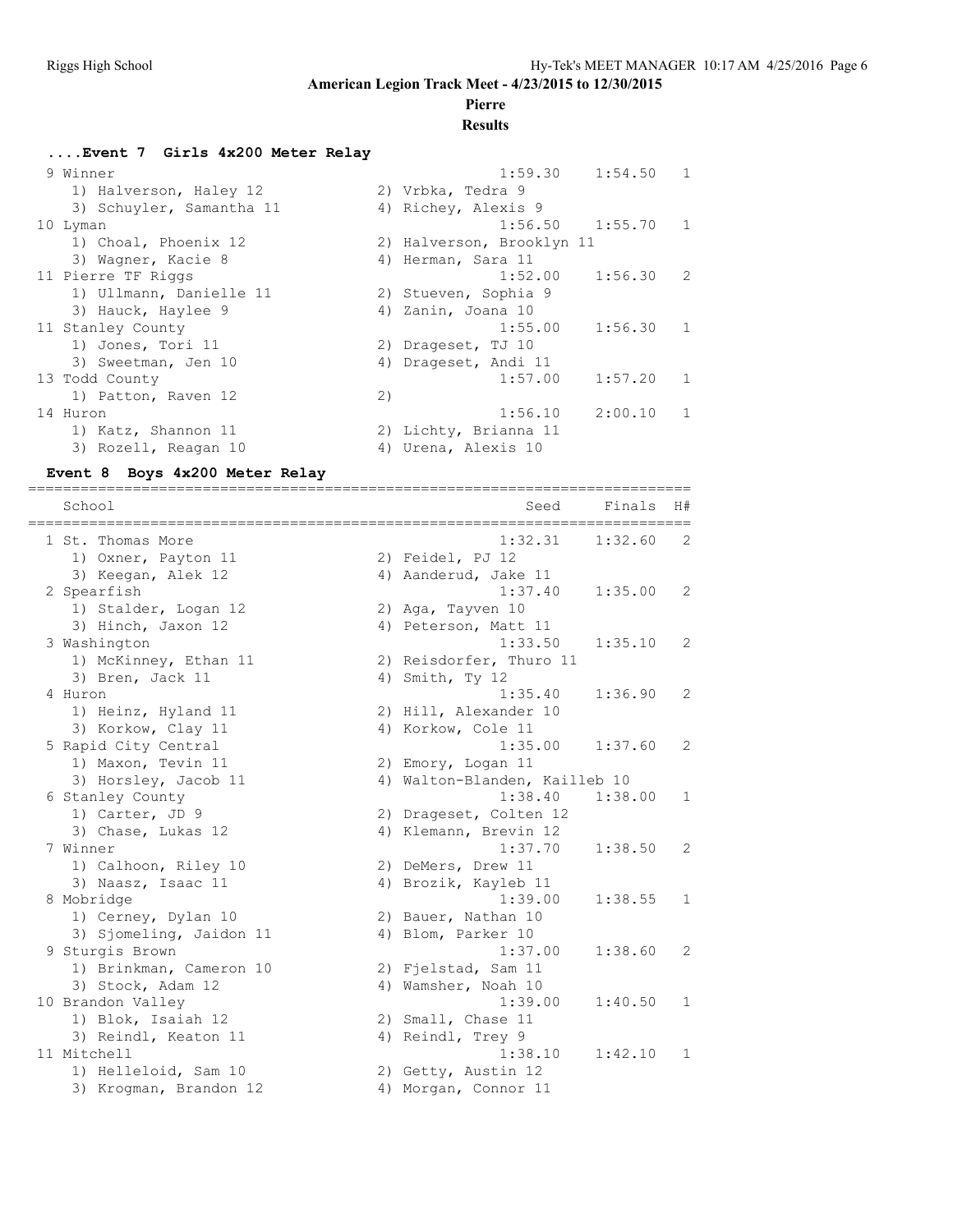## American Legion Track Meet - 4/23/2015 to 12/30/2015

### Pierre

### Results

#### ....Event 7 Girls 4x200 Meter Relay

| Place | School | Seed | Finals | H# |
|---|---|---|---|---|
| 9 | Winner | 1:59.30 | 1:54.50 | 1 |
| | 1) Halverson, Haley 12; 2) Vrbka, Tedra 9; 3) Schuyler, Samantha 11; 4) Richey, Alexis 9 | | | |
| 10 | Lyman | 1:56.50 | 1:55.70 | 1 |
| | 1) Choal, Phoenix 12; 2) Halverson, Brooklyn 11; 3) Wagner, Kacie 8; 4) Herman, Sara 11 | | | |
| 11 | Pierre TF Riggs | 1:52.00 | 1:56.30 | 2 |
| | 1) Ullmann, Danielle 11; 2) Stueven, Sophia 9; 3) Hauck, Haylee 9; 4) Zanin, Joana 10 | | | |
| 11 | Stanley County | 1:55.00 | 1:56.30 | 1 |
| | 1) Jones, Tori 11; 2) Drageset, TJ 10; 3) Sweetman, Jen 10; 4) Drageset, Andi 11 | | | |
| 13 | Todd County | 1:57.00 | 1:57.20 | 1 |
| | 1) Patton, Raven 12; 2) | | | |
| 14 | Huron | 1:56.10 | 2:00.10 | 1 |
| | 1) Katz, Shannon 11; 2) Lichty, Brianna 11; 3) Rozell, Reagan 10; 4) Urena, Alexis 10 | | | |

#### Event 8 Boys 4x200 Meter Relay

| Place | School | Seed | Finals | H# |
|---|---|---|---|---|
| 1 | St. Thomas More | 1:32.31 | 1:32.60 | 2 |
| | 1) Oxner, Payton 11; 2) Feidel, PJ 12; 3) Keegan, Alek 12; 4) Aanderud, Jake 11 | | | |
| 2 | Spearfish | 1:37.40 | 1:35.00 | 2 |
| | 1) Stalder, Logan 12; 2) Aga, Tayven 10; 3) Hinch, Jaxon 12; 4) Peterson, Matt 11 | | | |
| 3 | Washington | 1:33.50 | 1:35.10 | 2 |
| | 1) McKinney, Ethan 11; 2) Reisdorfer, Thuro 11; 3) Bren, Jack 11; 4) Smith, Ty 12 | | | |
| 4 | Huron | 1:35.40 | 1:36.90 | 2 |
| | 1) Heinz, Hyland 11; 2) Hill, Alexander 10; 3) Korkow, Clay 11; 4) Korkow, Cole 11 | | | |
| 5 | Rapid City Central | 1:35.00 | 1:37.60 | 2 |
| | 1) Maxon, Tevin 11; 2) Emory, Logan 11; 3) Horsley, Jacob 11; 4) Walton-Blanden, Kailleb 10 | | | |
| 6 | Stanley County | 1:38.40 | 1:38.00 | 1 |
| | 1) Carter, JD 9; 2) Drageset, Colten 12; 3) Chase, Lukas 12; 4) Klemann, Brevin 12 | | | |
| 7 | Winner | 1:37.70 | 1:38.50 | 2 |
| | 1) Calhoon, Riley 10; 2) DeMers, Drew 11; 3) Naasz, Isaac 11; 4) Brozik, Kayleb 11 | | | |
| 8 | Mobridge | 1:39.00 | 1:38.55 | 1 |
| | 1) Cerney, Dylan 10; 2) Bauer, Nathan 10; 3) Sjomeling, Jaidon 11; 4) Blom, Parker 10 | | | |
| 9 | Sturgis Brown | 1:37.00 | 1:38.60 | 2 |
| | 1) Brinkman, Cameron 10; 2) Fjelstad, Sam 11; 3) Stock, Adam 12; 4) Wamsher, Noah 10 | | | |
| 10 | Brandon Valley | 1:39.00 | 1:40.50 | 1 |
| | 1) Blok, Isaiah 12; 2) Small, Chase 11; 3) Reindl, Keaton 11; 4) Reindl, Trey 9 | | | |
| 11 | Mitchell | 1:38.10 | 1:42.10 | 1 |
| | 1) Helleloid, Sam 10; 2) Getty, Austin 12; 3) Krogman, Brandon 12; 4) Morgan, Connor 11 | | | |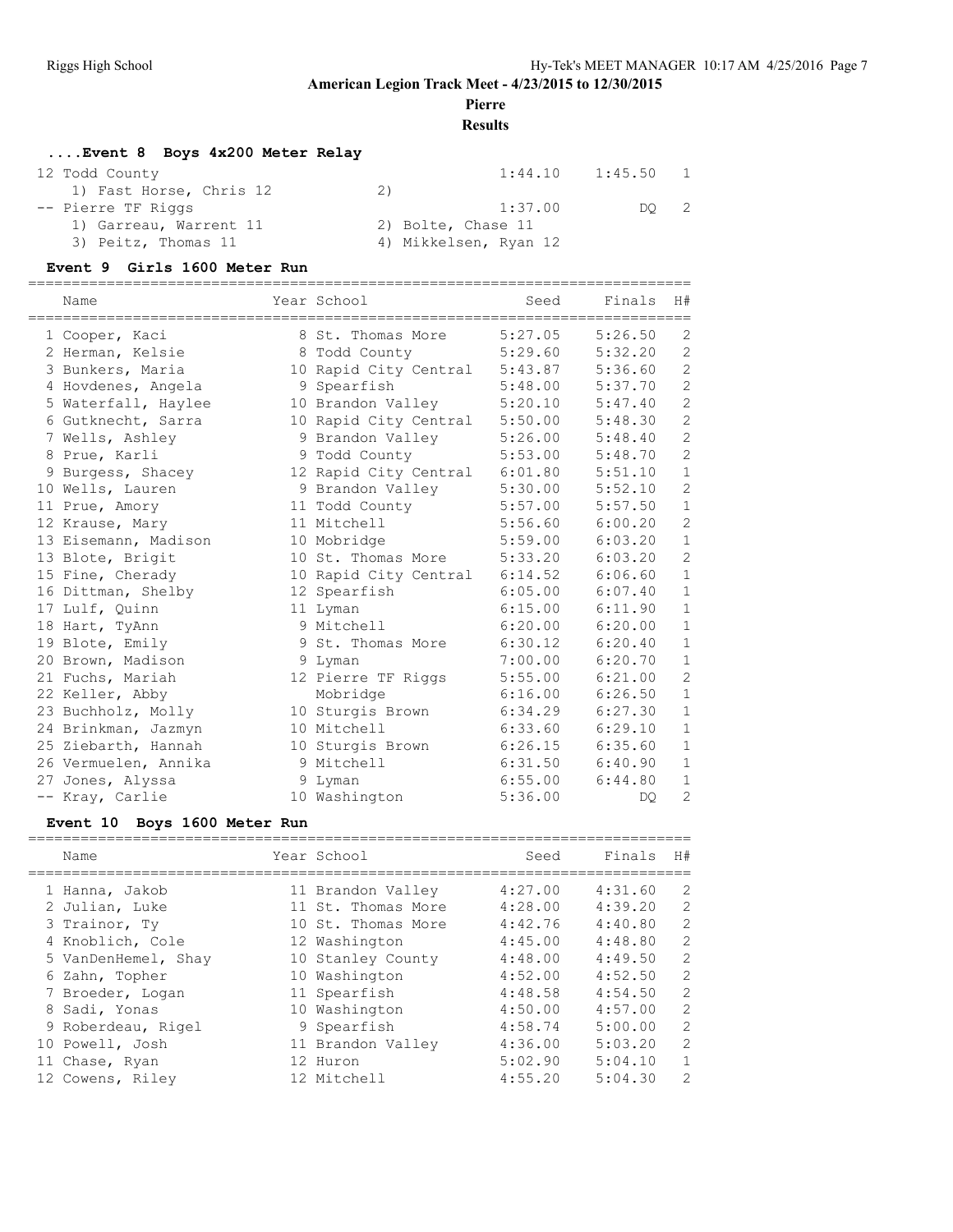**American Legion Track Meet - 4/23/2015 to 12/30/2015**

**Pierre**

**Results**

### ....Event 8 Boys 4x200 Meter Relay

| Place | Team | Seed | Finals | H# |
|---|---|---|---|---|
| 12 | Todd County | 1:44.10 | 1:45.50 | 1 |
| | 1) Fast Horse, Chris 12 2) | | | |
| -- | Pierre TF Riggs | 1:37.00 | DQ | 2 |
| | 1) Garreau, Warrent 11 2) Bolte, Chase 11 | | | |
| | 3) Peitz, Thomas 11 4) Mikkelsen, Ryan 12 | | | |

### Event 9 Girls 1600 Meter Run

| | Name | Year | School | Seed | Finals | H# |
|---|---|---|---|---|---|---|
| 1 | Cooper, Kaci | 8 | St. Thomas More | 5:27.05 | 5:26.50 | 2 |
| 2 | Herman, Kelsie | 8 | Todd County | 5:29.60 | 5:32.20 | 2 |
| 3 | Bunkers, Maria | 10 | Rapid City Central | 5:43.87 | 5:36.60 | 2 |
| 4 | Hovdenes, Angela | 9 | Spearfish | 5:48.00 | 5:37.70 | 2 |
| 5 | Waterfall, Haylee | 10 | Brandon Valley | 5:20.10 | 5:47.40 | 2 |
| 6 | Gutknecht, Sarra | 10 | Rapid City Central | 5:50.00 | 5:48.30 | 2 |
| 7 | Wells, Ashley | 9 | Brandon Valley | 5:26.00 | 5:48.40 | 2 |
| 8 | Prue, Karli | 9 | Todd County | 5:53.00 | 5:48.70 | 2 |
| 9 | Burgess, Shacey | 12 | Rapid City Central | 6:01.80 | 5:51.10 | 1 |
| 10 | Wells, Lauren | 9 | Brandon Valley | 5:30.00 | 5:52.10 | 2 |
| 11 | Prue, Amory | 11 | Todd County | 5:57.00 | 5:57.50 | 1 |
| 12 | Krause, Mary | 11 | Mitchell | 5:56.60 | 6:00.20 | 2 |
| 13 | Eisemann, Madison | 10 | Mobridge | 5:59.00 | 6:03.20 | 1 |
| 13 | Blote, Brigit | 10 | St. Thomas More | 5:33.20 | 6:03.20 | 2 |
| 15 | Fine, Cherady | 10 | Rapid City Central | 6:14.52 | 6:06.60 | 1 |
| 16 | Dittman, Shelby | 12 | Spearfish | 6:05.00 | 6:07.40 | 1 |
| 17 | Lulf, Quinn | 11 | Lyman | 6:15.00 | 6:11.90 | 1 |
| 18 | Hart, TyAnn | 9 | Mitchell | 6:20.00 | 6:20.00 | 1 |
| 19 | Blote, Emily | 9 | St. Thomas More | 6:30.12 | 6:20.40 | 1 |
| 20 | Brown, Madison | 9 | Lyman | 7:00.00 | 6:20.70 | 1 |
| 21 | Fuchs, Mariah | 12 | Pierre TF Riggs | 5:55.00 | 6:21.00 | 2 |
| 22 | Keller, Abby | | Mobridge | 6:16.00 | 6:26.50 | 1 |
| 23 | Buchholz, Molly | 10 | Sturgis Brown | 6:34.29 | 6:27.30 | 1 |
| 24 | Brinkman, Jazmyn | 10 | Mitchell | 6:33.60 | 6:29.10 | 1 |
| 25 | Ziebarth, Hannah | 10 | Sturgis Brown | 6:26.15 | 6:35.60 | 1 |
| 26 | Vermuelen, Annika | 9 | Mitchell | 6:31.50 | 6:40.90 | 1 |
| 27 | Jones, Alyssa | 9 | Lyman | 6:55.00 | 6:44.80 | 1 |
| -- | Kray, Carlie | 10 | Washington | 5:36.00 | DQ | 2 |

### Event 10 Boys 1600 Meter Run

| | Name | Year | School | Seed | Finals | H# |
|---|---|---|---|---|---|---|
| 1 | Hanna, Jakob | 11 | Brandon Valley | 4:27.00 | 4:31.60 | 2 |
| 2 | Julian, Luke | 11 | St. Thomas More | 4:28.00 | 4:39.20 | 2 |
| 3 | Trainor, Ty | 10 | St. Thomas More | 4:42.76 | 4:40.80 | 2 |
| 4 | Knoblich, Cole | 12 | Washington | 4:45.00 | 4:48.80 | 2 |
| 5 | VanDenHemel, Shay | 10 | Stanley County | 4:48.00 | 4:49.50 | 2 |
| 6 | Zahn, Topher | 10 | Washington | 4:52.00 | 4:52.50 | 2 |
| 7 | Broeder, Logan | 11 | Spearfish | 4:48.58 | 4:54.50 | 2 |
| 8 | Sadi, Yonas | 10 | Washington | 4:50.00 | 4:57.00 | 2 |
| 9 | Roberdeau, Rigel | 9 | Spearfish | 4:58.74 | 5:00.00 | 2 |
| 10 | Powell, Josh | 11 | Brandon Valley | 4:36.00 | 5:03.20 | 2 |
| 11 | Chase, Ryan | 12 | Huron | 5:02.90 | 5:04.10 | 1 |
| 12 | Cowens, Riley | 12 | Mitchell | 4:55.20 | 5:04.30 | 2 |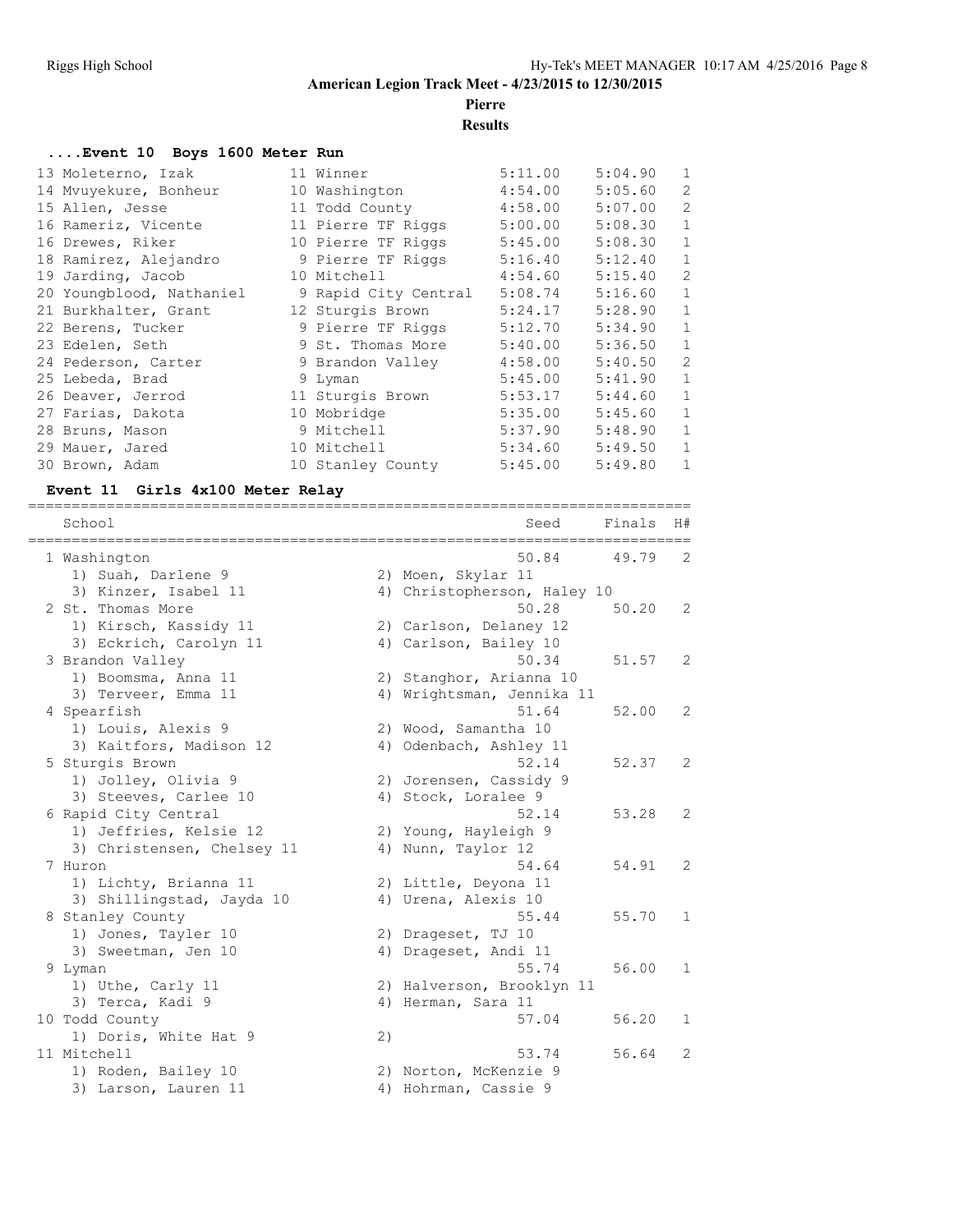**American Legion Track Meet - 4/23/2015 to 12/30/2015**

**Pierre**

**Results**

### ....Event 10 Boys 1600 Meter Run

| Place | Name | Yr | School | Seed | Finals | H# |
|---|---|---|---|---|---|---|
| 13 | Moleterno, Izak | 11 | Winner | 5:11.00 | 5:04.90 | 1 |
| 14 | Mvuyekure, Bonheur | 10 | Washington | 4:54.00 | 5:05.60 | 2 |
| 15 | Allen, Jesse | 11 | Todd County | 4:58.00 | 5:07.00 | 2 |
| 16 | Rameriz, Vicente | 11 | Pierre TF Riggs | 5:00.00 | 5:08.30 | 1 |
| 16 | Drewes, Riker | 10 | Pierre TF Riggs | 5:45.00 | 5:08.30 | 1 |
| 18 | Ramirez, Alejandro | 9 | Pierre TF Riggs | 5:16.40 | 5:12.40 | 1 |
| 19 | Jarding, Jacob | 10 | Mitchell | 4:54.60 | 5:15.40 | 2 |
| 20 | Youngblood, Nathaniel | 9 | Rapid City Central | 5:08.74 | 5:16.60 | 1 |
| 21 | Burkhalter, Grant | 12 | Sturgis Brown | 5:24.17 | 5:28.90 | 1 |
| 22 | Berens, Tucker | 9 | Pierre TF Riggs | 5:12.70 | 5:34.90 | 1 |
| 23 | Edelen, Seth | 9 | St. Thomas More | 5:40.00 | 5:36.50 | 1 |
| 24 | Pederson, Carter | 9 | Brandon Valley | 4:58.00 | 5:40.50 | 2 |
| 25 | Lebeda, Brad | 9 | Lyman | 5:45.00 | 5:41.90 | 1 |
| 26 | Deaver, Jerrod | 11 | Sturgis Brown | 5:53.17 | 5:44.60 | 1 |
| 27 | Farias, Dakota | 10 | Mobridge | 5:35.00 | 5:45.60 | 1 |
| 28 | Bruns, Mason | 9 | Mitchell | 5:37.90 | 5:48.90 | 1 |
| 29 | Mauer, Jared | 10 | Mitchell | 5:34.60 | 5:49.50 | 1 |
| 30 | Brown, Adam | 10 | Stanley County | 5:45.00 | 5:49.80 | 1 |

### Event 11 Girls 4x100 Meter Relay

| Place | School | Seed | Finals | H# |
|---|---|---|---|---|
| 1 | Washington | 50.84 | 49.79 | 2 |
| | 1) Suah, Darlene 9; 2) Moen, Skylar 11; 3) Kinzer, Isabel 11; 4) Christopherson, Haley 10 | | | |
| 2 | St. Thomas More | 50.28 | 50.20 | 2 |
| | 1) Kirsch, Kassidy 11; 2) Carlson, Delaney 12; 3) Eckrich, Carolyn 11; 4) Carlson, Bailey 10 | | | |
| 3 | Brandon Valley | 50.34 | 51.57 | 2 |
| | 1) Boomsma, Anna 11; 2) Stanghor, Arianna 10; 3) Terveer, Emma 11; 4) Wrightsman, Jennika 11 | | | |
| 4 | Spearfish | 51.64 | 52.00 | 2 |
| | 1) Louis, Alexis 9; 2) Wood, Samantha 10; 3) Kaitfors, Madison 12; 4) Odenbach, Ashley 11 | | | |
| 5 | Sturgis Brown | 52.14 | 52.37 | 2 |
| | 1) Jolley, Olivia 9; 2) Jorensen, Cassidy 9; 3) Steeves, Carlee 10; 4) Stock, Loralee 9 | | | |
| 6 | Rapid City Central | 52.14 | 53.28 | 2 |
| | 1) Jeffries, Kelsie 12; 2) Young, Hayleigh 9; 3) Christensen, Chelsey 11; 4) Nunn, Taylor 12 | | | |
| 7 | Huron | 54.64 | 54.91 | 2 |
| | 1) Lichty, Brianna 11; 2) Little, Deyona 11; 3) Shillingstad, Jayda 10; 4) Urena, Alexis 10 | | | |
| 8 | Stanley County | 55.44 | 55.70 | 1 |
| | 1) Jones, Tayler 10; 2) Drageset, TJ 10; 3) Sweetman, Jen 10; 4) Drageset, Andi 11 | | | |
| 9 | Lyman | 55.74 | 56.00 | 1 |
| | 1) Uthe, Carly 11; 2) Halverson, Brooklyn 11; 3) Terca, Kadi 9; 4) Herman, Sara 11 | | | |
| 10 | Todd County | 57.04 | 56.20 | 1 |
| | 1) Doris, White Hat 9; 2) | | | |
| 11 | Mitchell | 53.74 | 56.64 | 2 |
| | 1) Roden, Bailey 10; 2) Norton, McKenzie 9; 3) Larson, Lauren 11; 4) Hohrman, Cassie 9 | | | |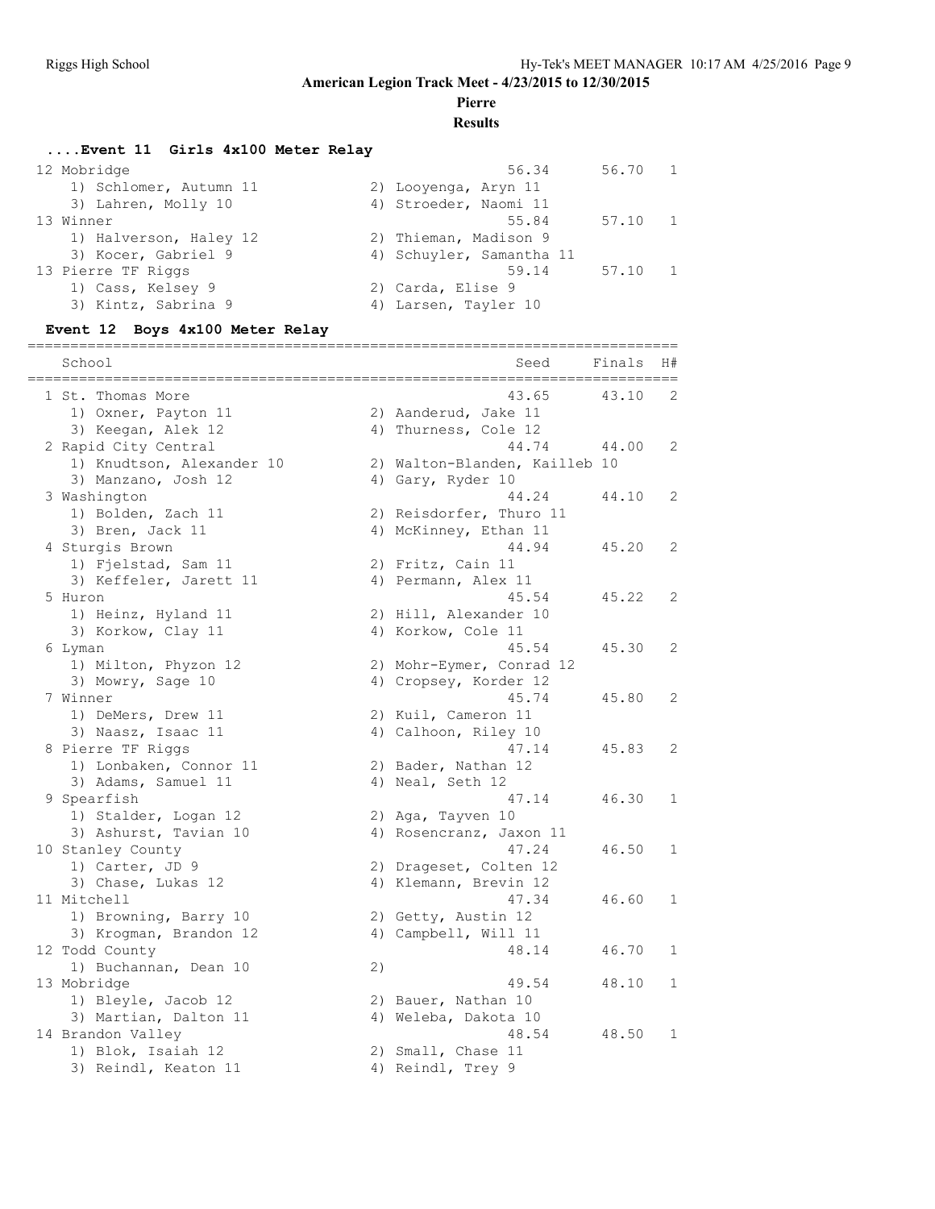**American Legion Track Meet - 4/23/2015 to 12/30/2015**

**Pierre**

**Results**

### ....Event 11  Girls 4x100 Meter Relay

| School | Seed | Finals | H# |
|---|---|---|---|
| 12 Mobridge | 56.34 | 56.70 | 1 |
| 1) Schlomer, Autumn 11 / 2) Looyenga, Aryn 11 / 3) Lahren, Molly 10 / 4) Stroeder, Naomi 11 | | | |
| 13 Winner | 55.84 | 57.10 | 1 |
| 1) Halverson, Haley 12 / 2) Thieman, Madison 9 / 3) Kocer, Gabriel 9 / 4) Schuyler, Samantha 11 | | | |
| 13 Pierre TF Riggs | 59.14 | 57.10 | 1 |
| 1) Cass, Kelsey 9 / 2) Carda, Elise 9 / 3) Kintz, Sabrina 9 / 4) Larsen, Tayler 10 | | | |

### Event 12  Boys 4x100 Meter Relay

| School | Seed | Finals | H# |
|---|---|---|---|
| 1 St. Thomas More | 43.65 | 43.10 | 2 |
| 1) Oxner, Payton 11 / 2) Aanderud, Jake 11 / 3) Keegan, Alek 12 / 4) Thurness, Cole 12 | | | |
| 2 Rapid City Central | 44.74 | 44.00 | 2 |
| 1) Knudtson, Alexander 10 / 2) Walton-Blanden, Kailleb 10 / 3) Manzano, Josh 12 / 4) Gary, Ryder 10 | | | |
| 3 Washington | 44.24 | 44.10 | 2 |
| 1) Bolden, Zach 11 / 2) Reisdorfer, Thuro 11 / 3) Bren, Jack 11 / 4) McKinney, Ethan 11 | | | |
| 4 Sturgis Brown | 44.94 | 45.20 | 2 |
| 1) Fjelstad, Sam 11 / 2) Fritz, Cain 11 / 3) Keffeler, Jarett 11 / 4) Permann, Alex 11 | | | |
| 5 Huron | 45.54 | 45.22 | 2 |
| 1) Heinz, Hyland 11 / 2) Hill, Alexander 10 / 3) Korkow, Clay 11 / 4) Korkow, Cole 11 | | | |
| 6 Lyman | 45.54 | 45.30 | 2 |
| 1) Milton, Phyzon 12 / 2) Mohr-Eymer, Conrad 12 / 3) Mowry, Sage 10 / 4) Cropsey, Korder 12 | | | |
| 7 Winner | 45.74 | 45.80 | 2 |
| 1) DeMers, Drew 11 / 2) Kuil, Cameron 11 / 3) Naasz, Isaac 11 / 4) Calhoon, Riley 10 | | | |
| 8 Pierre TF Riggs | 47.14 | 45.83 | 2 |
| 1) Lonbaken, Connor 11 / 2) Bader, Nathan 12 / 3) Adams, Samuel 11 / 4) Neal, Seth 12 | | | |
| 9 Spearfish | 47.14 | 46.30 | 1 |
| 1) Stalder, Logan 12 / 2) Aga, Tayven 10 / 3) Ashurst, Tavian 10 / 4) Rosencranz, Jaxon 11 | | | |
| 10 Stanley County | 47.24 | 46.50 | 1 |
| 1) Carter, JD 9 / 2) Drageset, Colten 12 / 3) Chase, Lukas 12 / 4) Klemann, Brevin 12 | | | |
| 11 Mitchell | 47.34 | 46.60 | 1 |
| 1) Browning, Barry 10 / 2) Getty, Austin 12 / 3) Krogman, Brandon 12 / 4) Campbell, Will 11 | | | |
| 12 Todd County | 48.14 | 46.70 | 1 |
| 1) Buchannan, Dean 10 / 2) | | | |
| 13 Mobridge | 49.54 | 48.10 | 1 |
| 1) Bleyle, Jacob 12 / 2) Bauer, Nathan 10 / 3) Martian, Dalton 11 / 4) Weleba, Dakota 10 | | | |
| 14 Brandon Valley | 48.54 | 48.50 | 1 |
| 1) Blok, Isaiah 12 / 2) Small, Chase 11 / 3) Reindl, Keaton 11 / 4) Reindl, Trey 9 | | | |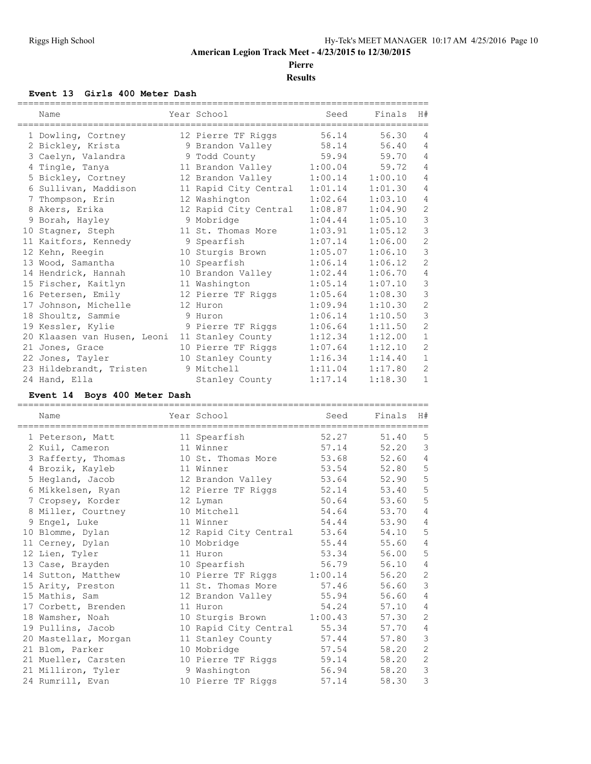# American Legion Track Meet - 4/23/2015 to 12/30/2015

## Pierre

## Results

### Event 13 Girls 400 Meter Dash

| | Name | Year | School | Seed | Finals | H# |
|---|---|---|---|---|---|---|
| 1 | Dowling, Cortney | 12 | Pierre TF Riggs | 56.14 | 56.30 | 4 |
| 2 | Bickley, Krista | 9 | Brandon Valley | 58.14 | 56.40 | 4 |
| 3 | Caelyn, Valandra | 9 | Todd County | 59.94 | 59.70 | 4 |
| 4 | Tingle, Tanya | 11 | Brandon Valley | 1:00.04 | 59.72 | 4 |
| 5 | Bickley, Cortney | 12 | Brandon Valley | 1:00.14 | 1:00.10 | 4 |
| 6 | Sullivan, Maddison | 11 | Rapid City Central | 1:01.14 | 1:01.30 | 4 |
| 7 | Thompson, Erin | 12 | Washington | 1:02.64 | 1:03.10 | 4 |
| 8 | Akers, Erika | 12 | Rapid City Central | 1:08.87 | 1:04.90 | 2 |
| 9 | Borah, Hayley | 9 | Mobridge | 1:04.44 | 1:05.10 | 3 |
| 10 | Stagner, Steph | 11 | St. Thomas More | 1:03.91 | 1:05.12 | 3 |
| 11 | Kaitfors, Kennedy | 9 | Spearfish | 1:07.14 | 1:06.00 | 2 |
| 12 | Kehn, Reegin | 10 | Sturgis Brown | 1:05.07 | 1:06.10 | 3 |
| 13 | Wood, Samantha | 10 | Spearfish | 1:06.14 | 1:06.12 | 2 |
| 14 | Hendrick, Hannah | 10 | Brandon Valley | 1:02.44 | 1:06.70 | 4 |
| 15 | Fischer, Kaitlyn | 11 | Washington | 1:05.14 | 1:07.10 | 3 |
| 16 | Petersen, Emily | 12 | Pierre TF Riggs | 1:05.64 | 1:08.30 | 3 |
| 17 | Johnson, Michelle | 12 | Huron | 1:09.94 | 1:10.30 | 2 |
| 18 | Shoultz, Sammie | 9 | Huron | 1:06.14 | 1:10.50 | 3 |
| 19 | Kessler, Kylie | 9 | Pierre TF Riggs | 1:06.64 | 1:11.50 | 2 |
| 20 | Klaasen van Husen, Leoni | 11 | Stanley County | 1:12.34 | 1:12.00 | 1 |
| 21 | Jones, Grace | 10 | Pierre TF Riggs | 1:07.64 | 1:12.10 | 2 |
| 22 | Jones, Tayler | 10 | Stanley County | 1:16.34 | 1:14.40 | 1 |
| 23 | Hildebrandt, Tristen | 9 | Mitchell | 1:11.04 | 1:17.80 | 2 |
| 24 | Hand, Ella | | Stanley County | 1:17.14 | 1:18.30 | 1 |

### Event 14 Boys 400 Meter Dash

| | Name | Year | School | Seed | Finals | H# |
|---|---|---|---|---|---|---|
| 1 | Peterson, Matt | 11 | Spearfish | 52.27 | 51.40 | 5 |
| 2 | Kuil, Cameron | 11 | Winner | 57.14 | 52.20 | 3 |
| 3 | Rafferty, Thomas | 10 | St. Thomas More | 53.68 | 52.60 | 4 |
| 4 | Brozik, Kayleb | 11 | Winner | 53.54 | 52.80 | 5 |
| 5 | Hegland, Jacob | 12 | Brandon Valley | 53.64 | 52.90 | 5 |
| 6 | Mikkelsen, Ryan | 12 | Pierre TF Riggs | 52.14 | 53.40 | 5 |
| 7 | Cropsey, Korder | 12 | Lyman | 50.64 | 53.60 | 5 |
| 8 | Miller, Courtney | 10 | Mitchell | 54.64 | 53.70 | 4 |
| 9 | Engel, Luke | 11 | Winner | 54.44 | 53.90 | 4 |
| 10 | Blomme, Dylan | 12 | Rapid City Central | 53.64 | 54.10 | 5 |
| 11 | Cerney, Dylan | 10 | Mobridge | 55.44 | 55.60 | 4 |
| 12 | Lien, Tyler | 11 | Huron | 53.34 | 56.00 | 5 |
| 13 | Case, Brayden | 10 | Spearfish | 56.79 | 56.10 | 4 |
| 14 | Sutton, Matthew | 10 | Pierre TF Riggs | 1:00.14 | 56.20 | 2 |
| 15 | Arity, Preston | 11 | St. Thomas More | 57.46 | 56.60 | 3 |
| 15 | Mathis, Sam | 12 | Brandon Valley | 55.94 | 56.60 | 4 |
| 17 | Corbett, Brenden | 11 | Huron | 54.24 | 57.10 | 4 |
| 18 | Wamsher, Noah | 10 | Sturgis Brown | 1:00.43 | 57.30 | 2 |
| 19 | Pullins, Jacob | 10 | Rapid City Central | 55.34 | 57.70 | 4 |
| 20 | Mastellar, Morgan | 11 | Stanley County | 57.44 | 57.80 | 3 |
| 21 | Blom, Parker | 10 | Mobridge | 57.54 | 58.20 | 2 |
| 21 | Mueller, Carsten | 10 | Pierre TF Riggs | 59.14 | 58.20 | 2 |
| 21 | Milliron, Tyler | 9 | Washington | 56.94 | 58.20 | 3 |
| 24 | Rumrill, Evan | 10 | Pierre TF Riggs | 57.14 | 58.30 | 3 |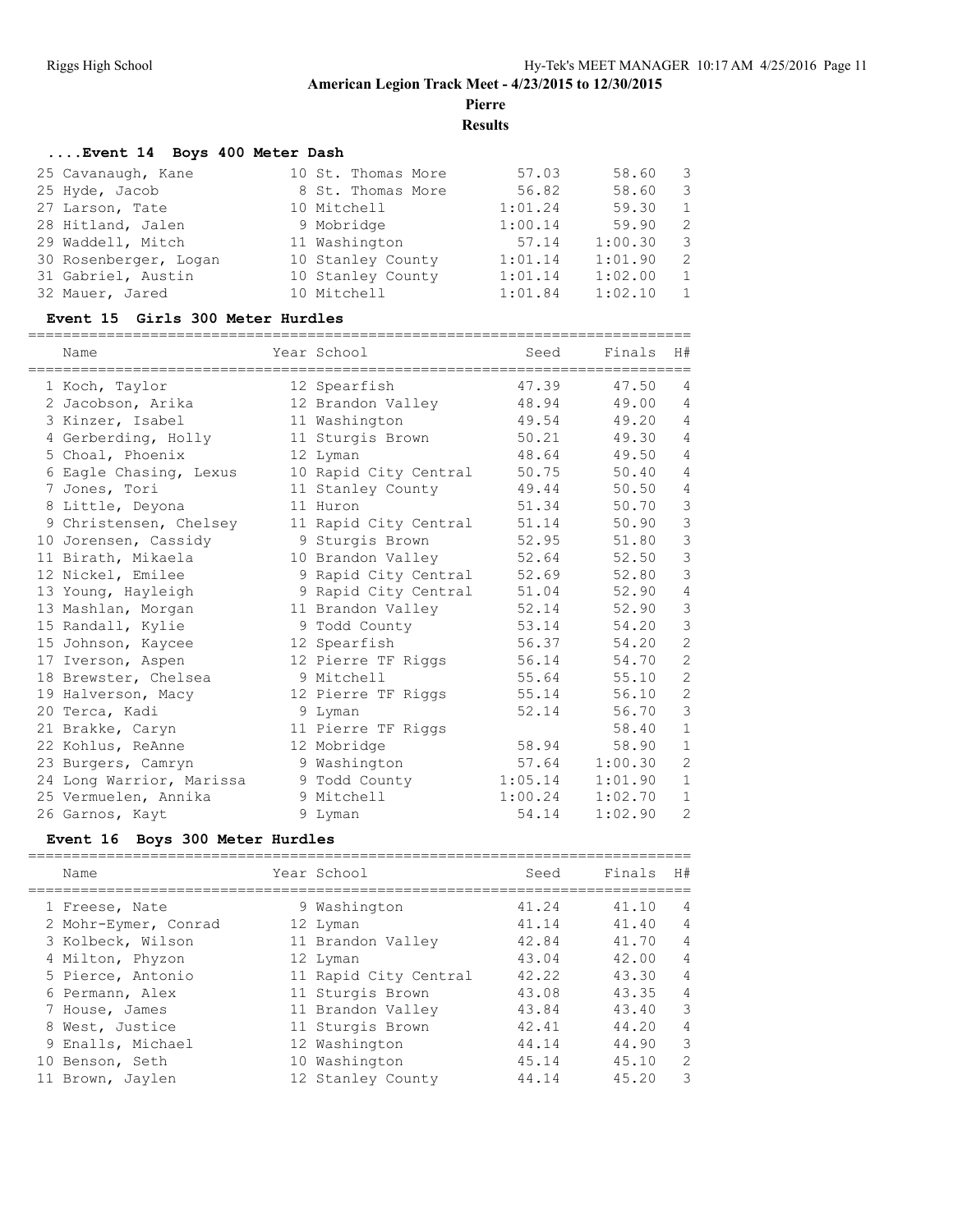## American Legion Track Meet - 4/23/2015 to 12/30/2015

## Pierre

## Results

### ....Event 14 Boys 400 Meter Dash

| Place | Name | Year | School | Seed | Finals | H# |
|---|---|---|---|---|---|---|
| 25 | Cavanaugh, Kane | 10 | St. Thomas More | 57.03 | 58.60 | 3 |
| 25 | Hyde, Jacob | 8 | St. Thomas More | 56.82 | 58.60 | 3 |
| 27 | Larson, Tate | 10 | Mitchell | 1:01.24 | 59.30 | 1 |
| 28 | Hitland, Jalen | 9 | Mobridge | 1:00.14 | 59.90 | 2 |
| 29 | Waddell, Mitch | 11 | Washington | 57.14 | 1:00.30 | 3 |
| 30 | Rosenberger, Logan | 10 | Stanley County | 1:01.14 | 1:01.90 | 2 |
| 31 | Gabriel, Austin | 10 | Stanley County | 1:01.14 | 1:02.00 | 1 |
| 32 | Mauer, Jared | 10 | Mitchell | 1:01.84 | 1:02.10 | 1 |

### Event 15 Girls 300 Meter Hurdles

| Place | Name | Year | School | Seed | Finals | H# |
|---|---|---|---|---|---|---|
| 1 | Koch, Taylor | 12 | Spearfish | 47.39 | 47.50 | 4 |
| 2 | Jacobson, Arika | 12 | Brandon Valley | 48.94 | 49.00 | 4 |
| 3 | Kinzer, Isabel | 11 | Washington | 49.54 | 49.20 | 4 |
| 4 | Gerberding, Holly | 11 | Sturgis Brown | 50.21 | 49.30 | 4 |
| 5 | Choal, Phoenix | 12 | Lyman | 48.64 | 49.50 | 4 |
| 6 | Eagle Chasing, Lexus | 10 | Rapid City Central | 50.75 | 50.40 | 4 |
| 7 | Jones, Tori | 11 | Stanley County | 49.44 | 50.50 | 4 |
| 8 | Little, Deyona | 11 | Huron | 51.34 | 50.70 | 3 |
| 9 | Christensen, Chelsey | 11 | Rapid City Central | 51.14 | 50.90 | 3 |
| 10 | Jorensen, Cassidy | 9 | Sturgis Brown | 52.95 | 51.80 | 3 |
| 11 | Birath, Mikaela | 10 | Brandon Valley | 52.64 | 52.50 | 3 |
| 12 | Nickel, Emilee | 9 | Rapid City Central | 52.69 | 52.80 | 3 |
| 13 | Young, Hayleigh | 9 | Rapid City Central | 51.04 | 52.90 | 4 |
| 13 | Mashlan, Morgan | 11 | Brandon Valley | 52.14 | 52.90 | 3 |
| 15 | Randall, Kylie | 9 | Todd County | 53.14 | 54.20 | 3 |
| 15 | Johnson, Kaycee | 12 | Spearfish | 56.37 | 54.20 | 2 |
| 17 | Iverson, Aspen | 12 | Pierre TF Riggs | 56.14 | 54.70 | 2 |
| 18 | Brewster, Chelsea | 9 | Mitchell | 55.64 | 55.10 | 2 |
| 19 | Halverson, Macy | 12 | Pierre TF Riggs | 55.14 | 56.10 | 2 |
| 20 | Terca, Kadi | 9 | Lyman | 52.14 | 56.70 | 3 |
| 21 | Brakke, Caryn | 11 | Pierre TF Riggs | | 58.40 | 1 |
| 22 | Kohlus, ReAnne | 12 | Mobridge | 58.94 | 58.90 | 1 |
| 23 | Burgers, Camryn | 9 | Washington | 57.64 | 1:00.30 | 2 |
| 24 | Long Warrior, Marissa | 9 | Todd County | 1:05.14 | 1:01.90 | 1 |
| 25 | Vermuelen, Annika | 9 | Mitchell | 1:00.24 | 1:02.70 | 1 |
| 26 | Garnos, Kayt | 9 | Lyman | 54.14 | 1:02.90 | 2 |

### Event 16 Boys 300 Meter Hurdles

| Place | Name | Year | School | Seed | Finals | H# |
|---|---|---|---|---|---|---|
| 1 | Freese, Nate | 9 | Washington | 41.24 | 41.10 | 4 |
| 2 | Mohr-Eymer, Conrad | 12 | Lyman | 41.14 | 41.40 | 4 |
| 3 | Kolbeck, Wilson | 11 | Brandon Valley | 42.84 | 41.70 | 4 |
| 4 | Milton, Phyzon | 12 | Lyman | 43.04 | 42.00 | 4 |
| 5 | Pierce, Antonio | 11 | Rapid City Central | 42.22 | 43.30 | 4 |
| 6 | Permann, Alex | 11 | Sturgis Brown | 43.08 | 43.35 | 4 |
| 7 | House, James | 11 | Brandon Valley | 43.84 | 43.40 | 3 |
| 8 | West, Justice | 11 | Sturgis Brown | 42.41 | 44.20 | 4 |
| 9 | Enalls, Michael | 12 | Washington | 44.14 | 44.90 | 3 |
| 10 | Benson, Seth | 10 | Washington | 45.14 | 45.10 | 2 |
| 11 | Brown, Jaylen | 12 | Stanley County | 44.14 | 45.20 | 3 |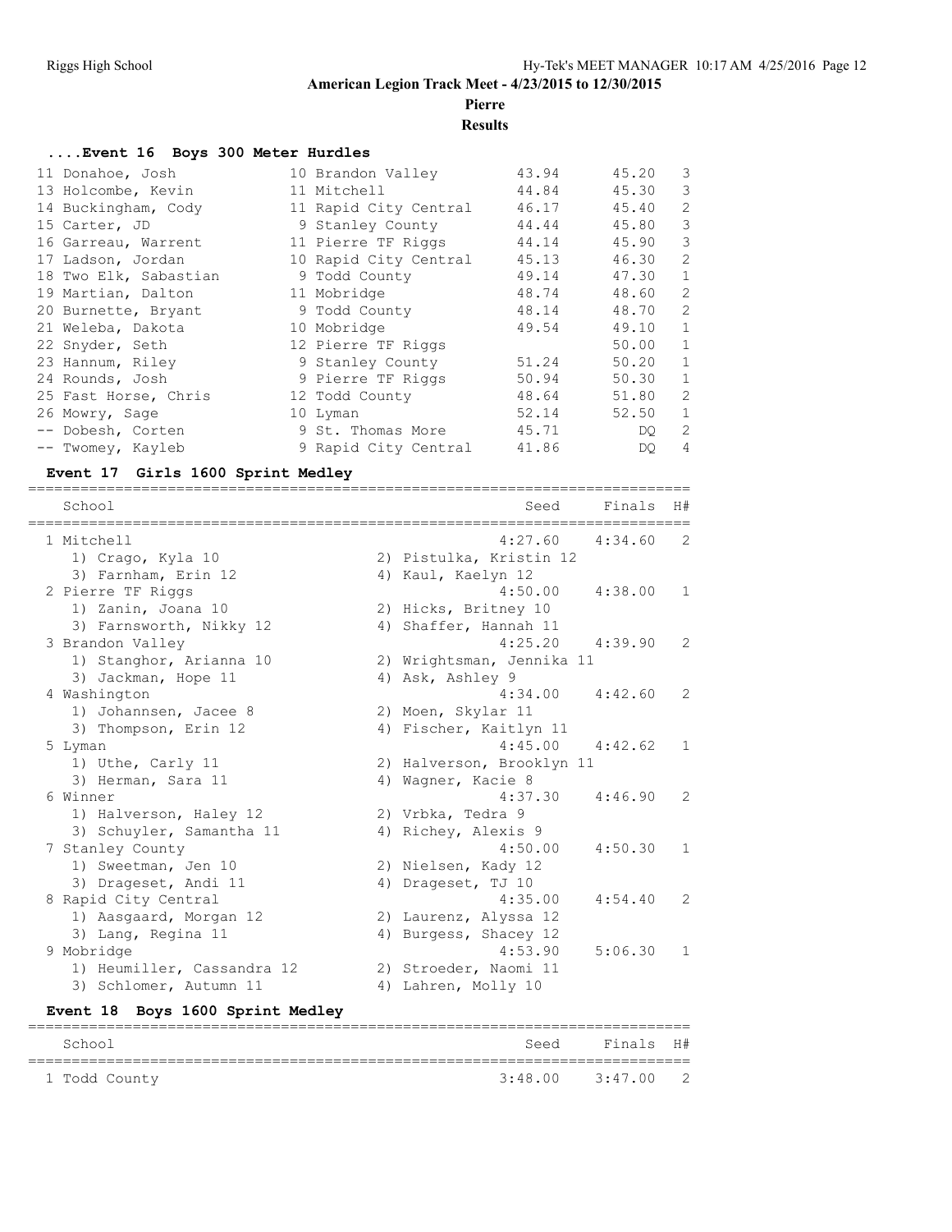# American Legion Track Meet - 4/23/2015 to 12/30/2015

## Pierre

### Results

#### ....Event 16 Boys 300 Meter Hurdles

| Place | Name | Yr | School | Seed | Finals | H# |
|---|---|---|---|---|---|---|
| 11 | Donahoe, Josh | 10 | Brandon Valley | 43.94 | 45.20 | 3 |
| 13 | Holcombe, Kevin | 11 | Mitchell | 44.84 | 45.30 | 3 |
| 14 | Buckingham, Cody | 11 | Rapid City Central | 46.17 | 45.40 | 2 |
| 15 | Carter, JD | 9 | Stanley County | 44.44 | 45.80 | 3 |
| 16 | Garreau, Warrent | 11 | Pierre TF Riggs | 44.14 | 45.90 | 3 |
| 17 | Ladson, Jordan | 10 | Rapid City Central | 45.13 | 46.30 | 2 |
| 18 | Two Elk, Sabastian | 9 | Todd County | 49.14 | 47.30 | 1 |
| 19 | Martian, Dalton | 11 | Mobridge | 48.74 | 48.60 | 2 |
| 20 | Burnette, Bryant | 9 | Todd County | 48.14 | 48.70 | 2 |
| 21 | Weleba, Dakota | 10 | Mobridge | 49.54 | 49.10 | 1 |
| 22 | Snyder, Seth | 12 | Pierre TF Riggs | | 50.00 | 1 |
| 23 | Hannum, Riley | 9 | Stanley County | 51.24 | 50.20 | 1 |
| 24 | Rounds, Josh | 9 | Pierre TF Riggs | 50.94 | 50.30 | 1 |
| 25 | Fast Horse, Chris | 12 | Todd County | 48.64 | 51.80 | 2 |
| 26 | Mowry, Sage | 10 | Lyman | 52.14 | 52.50 | 1 |
| -- | Dobesh, Corten | 9 | St. Thomas More | 45.71 | DQ | 2 |
| -- | Twomey, Kayleb | 9 | Rapid City Central | 41.86 | DQ | 4 |

#### Event 17 Girls 1600 Sprint Medley

| School | Seed | Finals | H# |
|---|---|---|---|
| 1 Mitchell | 4:27.60 | 4:34.60 | 2 |
| 1) Crago, Kyla 10; 2) Pistulka, Kristin 12; 3) Farnham, Erin 12; 4) Kaul, Kaelyn 12 | | | |
| 2 Pierre TF Riggs | 4:50.00 | 4:38.00 | 1 |
| 1) Zanin, Joana 10; 2) Hicks, Britney 10; 3) Farnsworth, Nikky 12; 4) Shaffer, Hannah 11 | | | |
| 3 Brandon Valley | 4:25.20 | 4:39.90 | 2 |
| 1) Stanghor, Arianna 10; 2) Wrightsman, Jennika 11; 3) Jackman, Hope 11; 4) Ask, Ashley 9 | | | |
| 4 Washington | 4:34.00 | 4:42.60 | 2 |
| 1) Johannsen, Jacee 8; 2) Moen, Skylar 11; 3) Thompson, Erin 12; 4) Fischer, Kaitlyn 11 | | | |
| 5 Lyman | 4:45.00 | 4:42.62 | 1 |
| 1) Uthe, Carly 11; 2) Halverson, Brooklyn 11; 3) Herman, Sara 11; 4) Wagner, Kacie 8 | | | |
| 6 Winner | 4:37.30 | 4:46.90 | 2 |
| 1) Halverson, Haley 12; 2) Vrbka, Tedra 9; 3) Schuyler, Samantha 11; 4) Richey, Alexis 9 | | | |
| 7 Stanley County | 4:50.00 | 4:50.30 | 1 |
| 1) Sweetman, Jen 10; 2) Nielsen, Kady 12; 3) Drageset, Andi 11; 4) Drageset, TJ 10 | | | |
| 8 Rapid City Central | 4:35.00 | 4:54.40 | 2 |
| 1) Aasgaard, Morgan 12; 2) Laurenz, Alyssa 12; 3) Lang, Regina 11; 4) Burgess, Shacey 12 | | | |
| 9 Mobridge | 4:53.90 | 5:06.30 | 1 |
| 1) Heumiller, Cassandra 12; 2) Stroeder, Naomi 11; 3) Schlomer, Autumn 11; 4) Lahren, Molly 10 | | | |

#### Event 18 Boys 1600 Sprint Medley

| School | Seed | Finals | H# |
|---|---|---|---|
| 1 Todd County | 3:48.00 | 3:47.00 | 2 |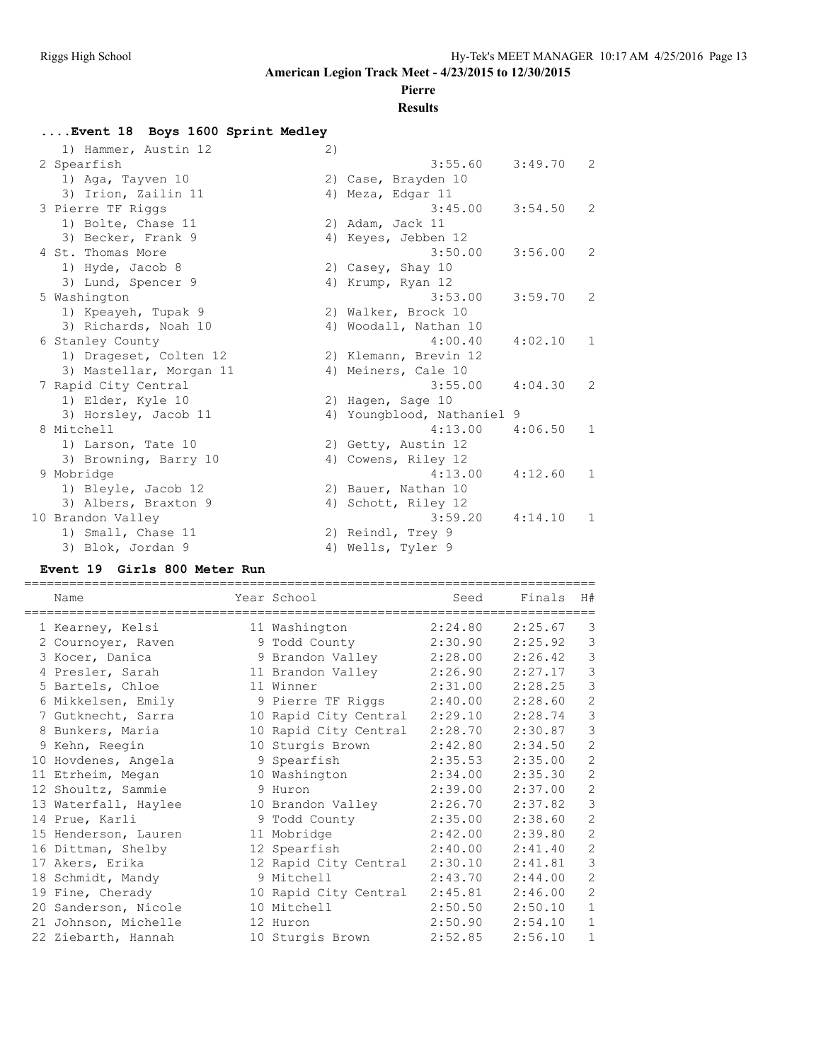American Legion Track Meet - 4/23/2015 to 12/30/2015

Pierre

Results

### ....Event 18 Boys 1600 Sprint Medley

```
    1) Hammer, Austin 12            2)
 2 Spearfish                                      3:55.60    3:49.70   2
    1) Aga, Tayven 10               2) Case, Brayden 10
    3) Irion, Zailin 11             4) Meza, Edgar 11
 3 Pierre TF Riggs                                3:45.00    3:54.50   2
    1) Bolte, Chase 11              2) Adam, Jack 11
    3) Becker, Frank 9              4) Keyes, Jebben 12
 4 St. Thomas More                                3:50.00    3:56.00   2
    1) Hyde, Jacob 8                2) Casey, Shay 10
    3) Lund, Spencer 9              4) Krump, Ryan 12
 5 Washington                                     3:53.00    3:59.70   2
    1) Kpeayeh, Tupak 9             2) Walker, Brock 10
    3) Richards, Noah 10            4) Woodall, Nathan 10
 6 Stanley County                                 4:00.40    4:02.10   1
    1) Drageset, Colten 12          2) Klemann, Brevin 12
    3) Mastellar, Morgan 11         4) Meiners, Cale 10
 7 Rapid City Central                             3:55.00    4:04.30   2
    1) Elder, Kyle 10               2) Hagen, Sage 10
    3) Horsley, Jacob 11            4) Youngblood, Nathaniel 9
 8 Mitchell                                       4:13.00    4:06.50   1
    1) Larson, Tate 10              2) Getty, Austin 12
    3) Browning, Barry 10           4) Cowens, Riley 12
 9 Mobridge                                       4:13.00    4:12.60   1
    1) Bleyle, Jacob 12             2) Bauer, Nathan 10
    3) Albers, Braxton 9            4) Schott, Riley 12
10 Brandon Valley                                 3:59.20    4:14.10   1
    1) Small, Chase 11              2) Reindl, Trey 9
    3) Blok, Jordan 9               4) Wells, Tyler 9
```

### Event 19 Girls 800 Meter Run

| | Name | Year | School | Seed | Finals | H# |
|---|---|---|---|---|---|---|
| 1 | Kearney, Kelsi | 11 | Washington | 2:24.80 | 2:25.67 | 3 |
| 2 | Cournoyer, Raven | 9 | Todd County | 2:30.90 | 2:25.92 | 3 |
| 3 | Kocer, Danica | 9 | Brandon Valley | 2:28.00 | 2:26.42 | 3 |
| 4 | Presler, Sarah | 11 | Brandon Valley | 2:26.90 | 2:27.17 | 3 |
| 5 | Bartels, Chloe | 11 | Winner | 2:31.00 | 2:28.25 | 3 |
| 6 | Mikkelsen, Emily | 9 | Pierre TF Riggs | 2:40.00 | 2:28.60 | 2 |
| 7 | Gutknecht, Sarra | 10 | Rapid City Central | 2:29.10 | 2:28.74 | 3 |
| 8 | Bunkers, Maria | 10 | Rapid City Central | 2:28.70 | 2:30.87 | 3 |
| 9 | Kehn, Reegin | 10 | Sturgis Brown | 2:42.80 | 2:34.50 | 2 |
| 10 | Hovdenes, Angela | 9 | Spearfish | 2:35.53 | 2:35.00 | 2 |
| 11 | Etrheim, Megan | 10 | Washington | 2:34.00 | 2:35.30 | 2 |
| 12 | Shoultz, Sammie | 9 | Huron | 2:39.00 | 2:37.00 | 2 |
| 13 | Waterfall, Haylee | 10 | Brandon Valley | 2:26.70 | 2:37.82 | 3 |
| 14 | Prue, Karli | 9 | Todd County | 2:35.00 | 2:38.60 | 2 |
| 15 | Henderson, Lauren | 11 | Mobridge | 2:42.00 | 2:39.80 | 2 |
| 16 | Dittman, Shelby | 12 | Spearfish | 2:40.00 | 2:41.40 | 2 |
| 17 | Akers, Erika | 12 | Rapid City Central | 2:30.10 | 2:41.81 | 3 |
| 18 | Schmidt, Mandy | 9 | Mitchell | 2:43.70 | 2:44.00 | 2 |
| 19 | Fine, Cherady | 10 | Rapid City Central | 2:45.81 | 2:46.00 | 2 |
| 20 | Sanderson, Nicole | 10 | Mitchell | 2:50.50 | 2:50.10 | 1 |
| 21 | Johnson, Michelle | 12 | Huron | 2:50.90 | 2:54.10 | 1 |
| 22 | Ziebarth, Hannah | 10 | Sturgis Brown | 2:52.85 | 2:56.10 | 1 |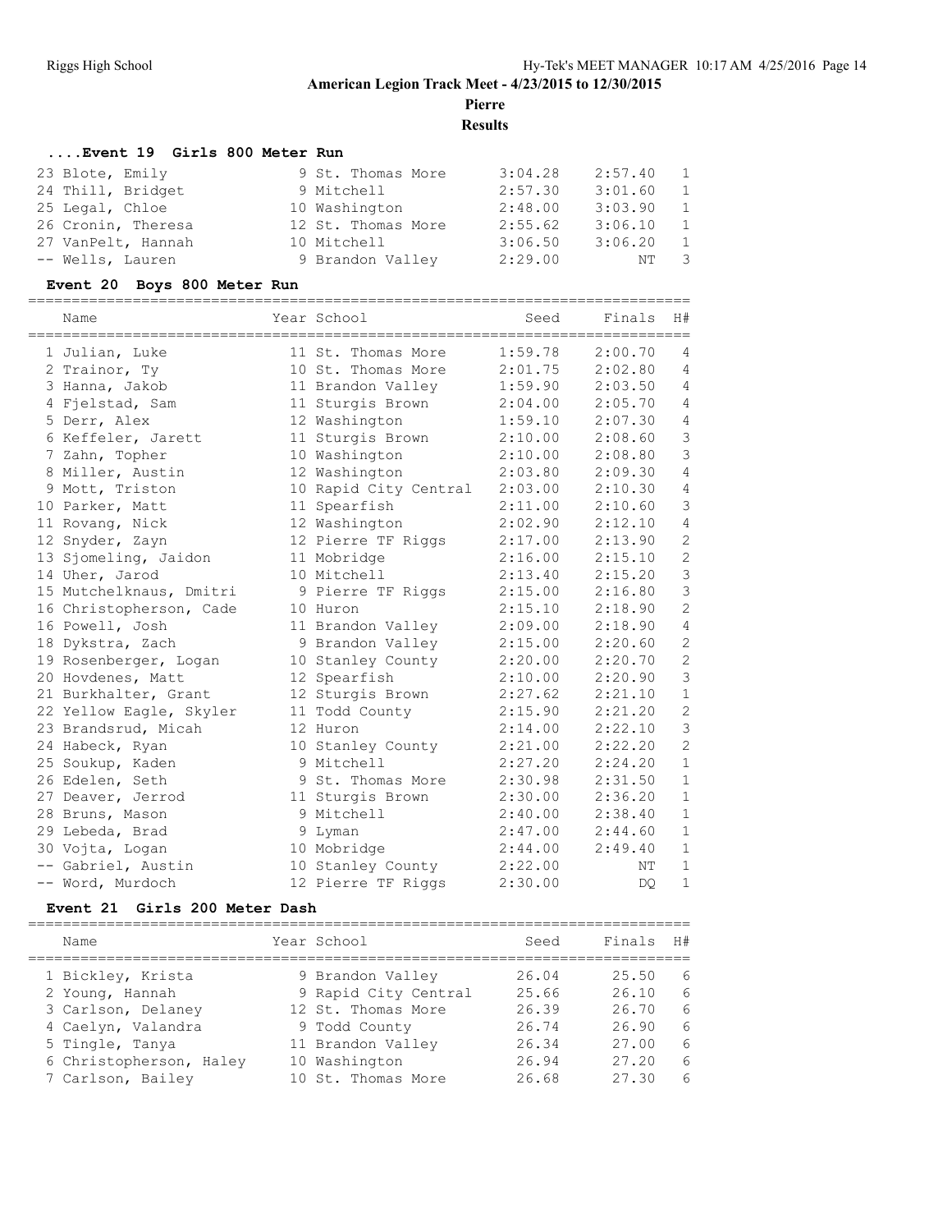# American Legion Track Meet - 4/23/2015 to 12/30/2015

## Pierre

## Results

### ....Event 19 Girls 800 Meter Run

| | Name | Year | School | Seed | Finals | H# |
|---|---|---|---|---|---|---|
| 23 | Blote, Emily | 9 | St. Thomas More | 3:04.28 | 2:57.40 | 1 |
| 24 | Thill, Bridget | 9 | Mitchell | 2:57.30 | 3:01.60 | 1 |
| 25 | Legal, Chloe | 10 | Washington | 2:48.00 | 3:03.90 | 1 |
| 26 | Cronin, Theresa | 12 | St. Thomas More | 2:55.62 | 3:06.10 | 1 |
| 27 | VanPelt, Hannah | 10 | Mitchell | 3:06.50 | 3:06.20 | 1 |
| -- | Wells, Lauren | 9 | Brandon Valley | 2:29.00 | NT | 3 |

### Event 20 Boys 800 Meter Run

| | Name | Year | School | Seed | Finals | H# |
|---|---|---|---|---|---|---|
| 1 | Julian, Luke | 11 | St. Thomas More | 1:59.78 | 2:00.70 | 4 |
| 2 | Trainor, Ty | 10 | St. Thomas More | 2:01.75 | 2:02.80 | 4 |
| 3 | Hanna, Jakob | 11 | Brandon Valley | 1:59.90 | 2:03.50 | 4 |
| 4 | Fjelstad, Sam | 11 | Sturgis Brown | 2:04.00 | 2:05.70 | 4 |
| 5 | Derr, Alex | 12 | Washington | 1:59.10 | 2:07.30 | 4 |
| 6 | Keffeler, Jarett | 11 | Sturgis Brown | 2:10.00 | 2:08.60 | 3 |
| 7 | Zahn, Topher | 10 | Washington | 2:10.00 | 2:08.80 | 3 |
| 8 | Miller, Austin | 12 | Washington | 2:03.80 | 2:09.30 | 4 |
| 9 | Mott, Triston | 10 | Rapid City Central | 2:03.00 | 2:10.30 | 4 |
| 10 | Parker, Matt | 11 | Spearfish | 2:11.00 | 2:10.60 | 3 |
| 11 | Rovang, Nick | 12 | Washington | 2:02.90 | 2:12.10 | 4 |
| 12 | Snyder, Zayn | 12 | Pierre TF Riggs | 2:17.00 | 2:13.90 | 2 |
| 13 | Sjomeling, Jaidon | 11 | Mobridge | 2:16.00 | 2:15.10 | 2 |
| 14 | Uher, Jarod | 10 | Mitchell | 2:13.40 | 2:15.20 | 3 |
| 15 | Mutchelknaus, Dmitri | 9 | Pierre TF Riggs | 2:15.00 | 2:16.80 | 3 |
| 16 | Christopherson, Cade | 10 | Huron | 2:15.10 | 2:18.90 | 2 |
| 16 | Powell, Josh | 11 | Brandon Valley | 2:09.00 | 2:18.90 | 4 |
| 18 | Dykstra, Zach | 9 | Brandon Valley | 2:15.00 | 2:20.60 | 2 |
| 19 | Rosenberger, Logan | 10 | Stanley County | 2:20.00 | 2:20.70 | 2 |
| 20 | Hovdenes, Matt | 12 | Spearfish | 2:10.00 | 2:20.90 | 3 |
| 21 | Burkhalter, Grant | 12 | Sturgis Brown | 2:27.62 | 2:21.10 | 1 |
| 22 | Yellow Eagle, Skyler | 11 | Todd County | 2:15.90 | 2:21.20 | 2 |
| 23 | Brandsrud, Micah | 12 | Huron | 2:14.00 | 2:22.10 | 3 |
| 24 | Habeck, Ryan | 10 | Stanley County | 2:21.00 | 2:22.20 | 2 |
| 25 | Soukup, Kaden | 9 | Mitchell | 2:27.20 | 2:24.20 | 1 |
| 26 | Edelen, Seth | 9 | St. Thomas More | 2:30.98 | 2:31.50 | 1 |
| 27 | Deaver, Jerrod | 11 | Sturgis Brown | 2:30.00 | 2:36.20 | 1 |
| 28 | Bruns, Mason | 9 | Mitchell | 2:40.00 | 2:38.40 | 1 |
| 29 | Lebeda, Brad | 9 | Lyman | 2:47.00 | 2:44.60 | 1 |
| 30 | Vojta, Logan | 10 | Mobridge | 2:44.00 | 2:49.40 | 1 |
| -- | Gabriel, Austin | 10 | Stanley County | 2:22.00 | NT | 1 |
| -- | Word, Murdoch | 12 | Pierre TF Riggs | 2:30.00 | DQ | 1 |

### Event 21 Girls 200 Meter Dash

| | Name | Year | School | Seed | Finals | H# |
|---|---|---|---|---|---|---|
| 1 | Bickley, Krista | 9 | Brandon Valley | 26.04 | 25.50 | 6 |
| 2 | Young, Hannah | 9 | Rapid City Central | 25.66 | 26.10 | 6 |
| 3 | Carlson, Delaney | 12 | St. Thomas More | 26.39 | 26.70 | 6 |
| 4 | Caelyn, Valandra | 9 | Todd County | 26.74 | 26.90 | 6 |
| 5 | Tingle, Tanya | 11 | Brandon Valley | 26.34 | 27.00 | 6 |
| 6 | Christopherson, Haley | 10 | Washington | 26.94 | 27.20 | 6 |
| 7 | Carlson, Bailey | 10 | St. Thomas More | 26.68 | 27.30 | 6 |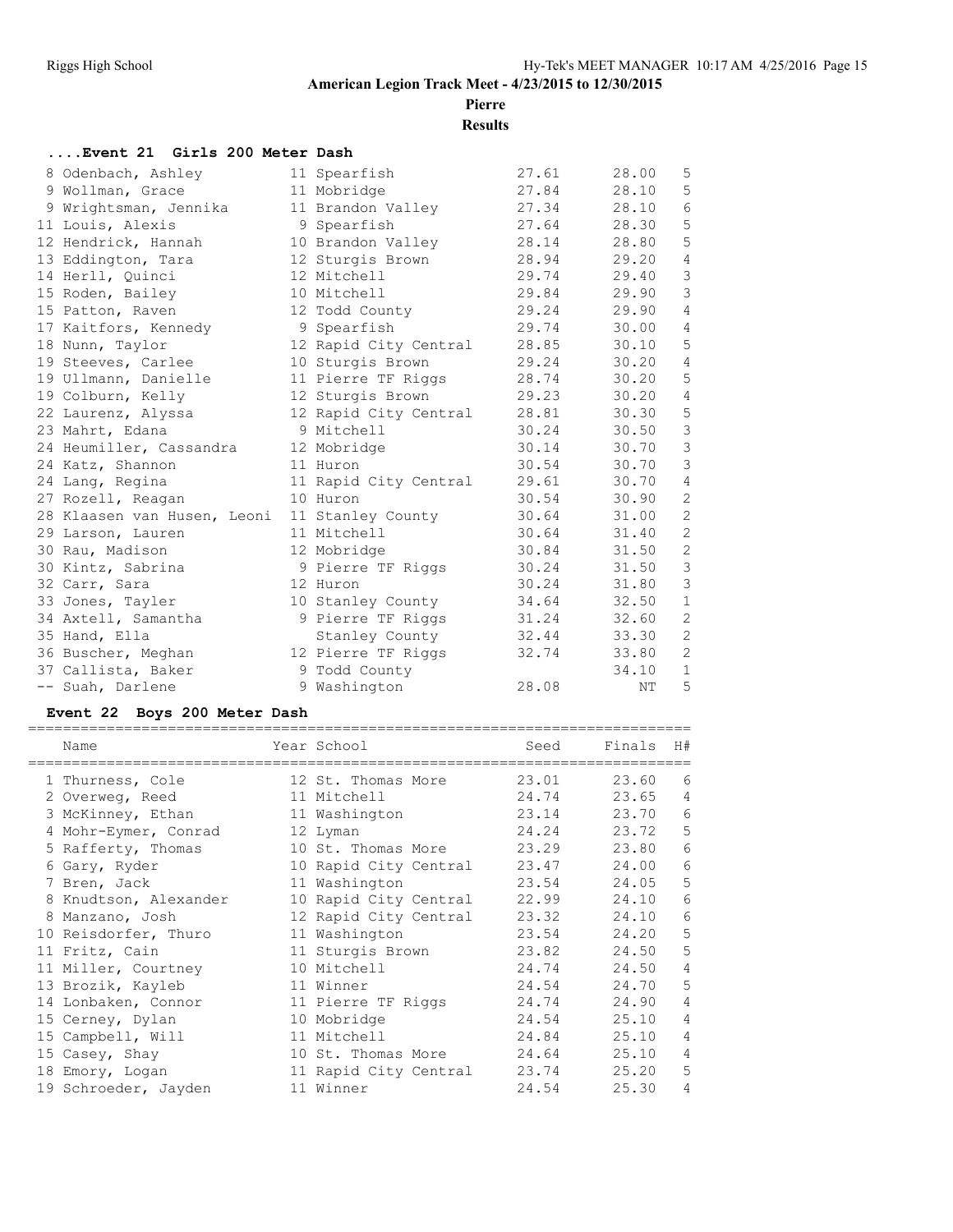**American Legion Track Meet - 4/23/2015 to 12/30/2015**

**Pierre**

**Results**

### ....Event 21 Girls 200 Meter Dash

| Place | Name | Year | School | Seed | Finals | H# |
|---|---|---|---|---|---|---|
| 8 | Odenbach, Ashley | 11 | Spearfish | 27.61 | 28.00 | 5 |
| 9 | Wollman, Grace | 11 | Mobridge | 27.84 | 28.10 | 5 |
| 9 | Wrightsman, Jennika | 11 | Brandon Valley | 27.34 | 28.10 | 6 |
| 11 | Louis, Alexis | 9 | Spearfish | 27.64 | 28.30 | 5 |
| 12 | Hendrick, Hannah | 10 | Brandon Valley | 28.14 | 28.80 | 5 |
| 13 | Eddington, Tara | 12 | Sturgis Brown | 28.94 | 29.20 | 4 |
| 14 | Herll, Quinci | 12 | Mitchell | 29.74 | 29.40 | 3 |
| 15 | Roden, Bailey | 10 | Mitchell | 29.84 | 29.90 | 3 |
| 15 | Patton, Raven | 12 | Todd County | 29.24 | 29.90 | 4 |
| 17 | Kaitfors, Kennedy | 9 | Spearfish | 29.74 | 30.00 | 4 |
| 18 | Nunn, Taylor | 12 | Rapid City Central | 28.85 | 30.10 | 5 |
| 19 | Steeves, Carlee | 10 | Sturgis Brown | 29.24 | 30.20 | 4 |
| 19 | Ullmann, Danielle | 11 | Pierre TF Riggs | 28.74 | 30.20 | 5 |
| 19 | Colburn, Kelly | 12 | Sturgis Brown | 29.23 | 30.20 | 4 |
| 22 | Laurenz, Alyssa | 12 | Rapid City Central | 28.81 | 30.30 | 5 |
| 23 | Mahrt, Edana | 9 | Mitchell | 30.24 | 30.50 | 3 |
| 24 | Heumiller, Cassandra | 12 | Mobridge | 30.14 | 30.70 | 3 |
| 24 | Katz, Shannon | 11 | Huron | 30.54 | 30.70 | 3 |
| 24 | Lang, Regina | 11 | Rapid City Central | 29.61 | 30.70 | 4 |
| 27 | Rozell, Reagan | 10 | Huron | 30.54 | 30.90 | 2 |
| 28 | Klaasen van Husen, Leoni | 11 | Stanley County | 30.64 | 31.00 | 2 |
| 29 | Larson, Lauren | 11 | Mitchell | 30.64 | 31.40 | 2 |
| 30 | Rau, Madison | 12 | Mobridge | 30.84 | 31.50 | 2 |
| 30 | Kintz, Sabrina | 9 | Pierre TF Riggs | 30.24 | 31.50 | 3 |
| 32 | Carr, Sara | 12 | Huron | 30.24 | 31.80 | 3 |
| 33 | Jones, Tayler | 10 | Stanley County | 34.64 | 32.50 | 1 |
| 34 | Axtell, Samantha | 9 | Pierre TF Riggs | 31.24 | 32.60 | 2 |
| 35 | Hand, Ella | | Stanley County | 32.44 | 33.30 | 2 |
| 36 | Buscher, Meghan | 12 | Pierre TF Riggs | 32.74 | 33.80 | 2 |
| 37 | Callista, Baker | 9 | Todd County | | 34.10 | 1 |
| -- | Suah, Darlene | 9 | Washington | 28.08 | NT | 5 |

### Event 22 Boys 200 Meter Dash

| Place | Name | Year | School | Seed | Finals | H# |
|---|---|---|---|---|---|---|
| 1 | Thurness, Cole | 12 | St. Thomas More | 23.01 | 23.60 | 6 |
| 2 | Overweg, Reed | 11 | Mitchell | 24.74 | 23.65 | 4 |
| 3 | McKinney, Ethan | 11 | Washington | 23.14 | 23.70 | 6 |
| 4 | Mohr-Eymer, Conrad | 12 | Lyman | 24.24 | 23.72 | 5 |
| 5 | Rafferty, Thomas | 10 | St. Thomas More | 23.29 | 23.80 | 6 |
| 6 | Gary, Ryder | 10 | Rapid City Central | 23.47 | 24.00 | 6 |
| 7 | Bren, Jack | 11 | Washington | 23.54 | 24.05 | 5 |
| 8 | Knudtson, Alexander | 10 | Rapid City Central | 22.99 | 24.10 | 6 |
| 8 | Manzano, Josh | 12 | Rapid City Central | 23.32 | 24.10 | 6 |
| 10 | Reisdorfer, Thuro | 11 | Washington | 23.54 | 24.20 | 5 |
| 11 | Fritz, Cain | 11 | Sturgis Brown | 23.82 | 24.50 | 5 |
| 11 | Miller, Courtney | 10 | Mitchell | 24.74 | 24.50 | 4 |
| 13 | Brozik, Kayleb | 11 | Winner | 24.54 | 24.70 | 5 |
| 14 | Lonbaken, Connor | 11 | Pierre TF Riggs | 24.74 | 24.90 | 4 |
| 15 | Cerney, Dylan | 10 | Mobridge | 24.54 | 25.10 | 4 |
| 15 | Campbell, Will | 11 | Mitchell | 24.84 | 25.10 | 4 |
| 15 | Casey, Shay | 10 | St. Thomas More | 24.64 | 25.10 | 4 |
| 18 | Emory, Logan | 11 | Rapid City Central | 23.74 | 25.20 | 5 |
| 19 | Schroeder, Jayden | 11 | Winner | 24.54 | 25.30 | 4 |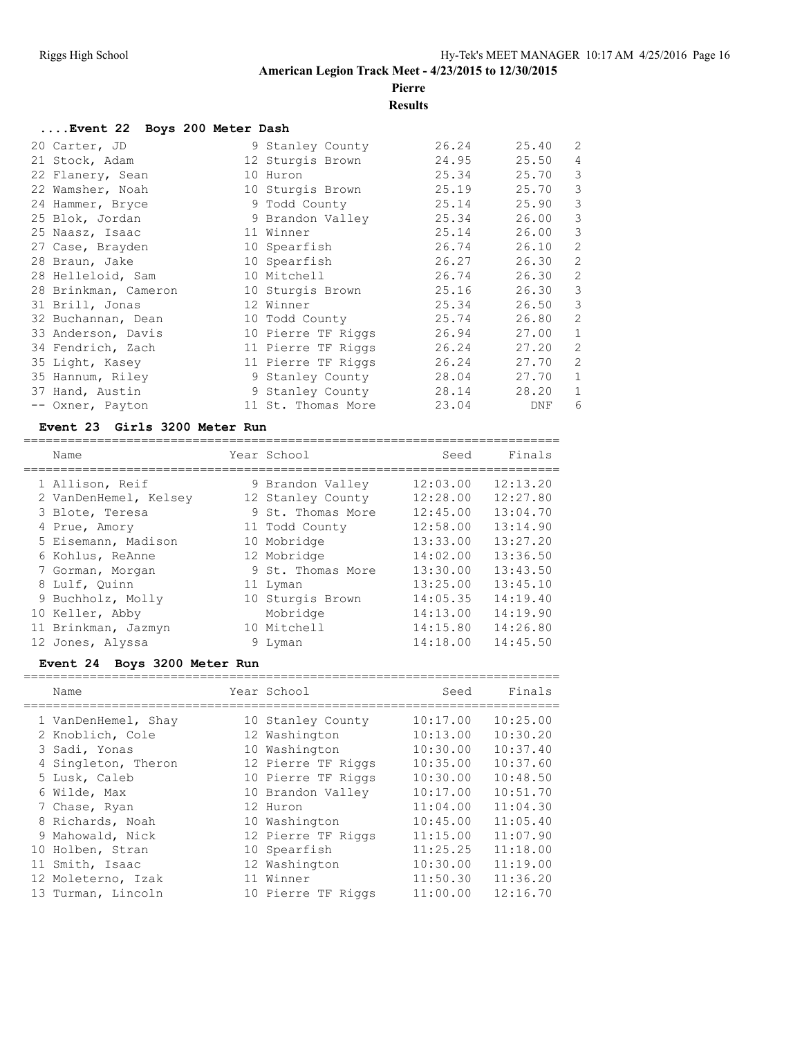**American Legion Track Meet - 4/23/2015 to 12/30/2015**

**Pierre**

**Results**

### ....Event 22 Boys 200 Meter Dash

| Place | Name | Year | School | Seed | Finals | H# |
|---|---|---|---|---|---|---|
| 20 | Carter, JD | 9 | Stanley County | 26.24 | 25.40 | 2 |
| 21 | Stock, Adam | 12 | Sturgis Brown | 24.95 | 25.50 | 4 |
| 22 | Flanery, Sean | 10 | Huron | 25.34 | 25.70 | 3 |
| 22 | Wamsher, Noah | 10 | Sturgis Brown | 25.19 | 25.70 | 3 |
| 24 | Hammer, Bryce | 9 | Todd County | 25.14 | 25.90 | 3 |
| 25 | Blok, Jordan | 9 | Brandon Valley | 25.34 | 26.00 | 3 |
| 25 | Naasz, Isaac | 11 | Winner | 25.14 | 26.00 | 3 |
| 27 | Case, Brayden | 10 | Spearfish | 26.74 | 26.10 | 2 |
| 28 | Braun, Jake | 10 | Spearfish | 26.27 | 26.30 | 2 |
| 28 | Helleloid, Sam | 10 | Mitchell | 26.74 | 26.30 | 2 |
| 28 | Brinkman, Cameron | 10 | Sturgis Brown | 25.16 | 26.30 | 3 |
| 31 | Brill, Jonas | 12 | Winner | 25.34 | 26.50 | 3 |
| 32 | Buchannan, Dean | 10 | Todd County | 25.74 | 26.80 | 2 |
| 33 | Anderson, Davis | 10 | Pierre TF Riggs | 26.94 | 27.00 | 1 |
| 34 | Fendrich, Zach | 11 | Pierre TF Riggs | 26.24 | 27.20 | 2 |
| 35 | Light, Kasey | 11 | Pierre TF Riggs | 26.24 | 27.70 | 2 |
| 35 | Hannum, Riley | 9 | Stanley County | 28.04 | 27.70 | 1 |
| 37 | Hand, Austin | 9 | Stanley County | 28.14 | 28.20 | 1 |
| -- | Oxner, Payton | 11 | St. Thomas More | 23.04 | DNF | 6 |

### Event 23 Girls 3200 Meter Run

| Place | Name | Year | School | Seed | Finals |
|---|---|---|---|---|---|
| 1 | Allison, Reif | 9 | Brandon Valley | 12:03.00 | 12:13.20 |
| 2 | VanDenHemel, Kelsey | 12 | Stanley County | 12:28.00 | 12:27.80 |
| 3 | Blote, Teresa | 9 | St. Thomas More | 12:45.00 | 13:04.70 |
| 4 | Prue, Amory | 11 | Todd County | 12:58.00 | 13:14.90 |
| 5 | Eisemann, Madison | 10 | Mobridge | 13:33.00 | 13:27.20 |
| 6 | Kohlus, ReAnne | 12 | Mobridge | 14:02.00 | 13:36.50 |
| 7 | Gorman, Morgan | 9 | St. Thomas More | 13:30.00 | 13:43.50 |
| 8 | Lulf, Quinn | 11 | Lyman | 13:25.00 | 13:45.10 |
| 9 | Buchholz, Molly | 10 | Sturgis Brown | 14:05.35 | 14:19.40 |
| 10 | Keller, Abby | | Mobridge | 14:13.00 | 14:19.90 |
| 11 | Brinkman, Jazmyn | 10 | Mitchell | 14:15.80 | 14:26.80 |
| 12 | Jones, Alyssa | 9 | Lyman | 14:18.00 | 14:45.50 |

### Event 24 Boys 3200 Meter Run

| Place | Name | Year | School | Seed | Finals |
|---|---|---|---|---|---|
| 1 | VanDenHemel, Shay | 10 | Stanley County | 10:17.00 | 10:25.00 |
| 2 | Knoblich, Cole | 12 | Washington | 10:13.00 | 10:30.20 |
| 3 | Sadi, Yonas | 10 | Washington | 10:30.00 | 10:37.40 |
| 4 | Singleton, Theron | 12 | Pierre TF Riggs | 10:35.00 | 10:37.60 |
| 5 | Lusk, Caleb | 10 | Pierre TF Riggs | 10:30.00 | 10:48.50 |
| 6 | Wilde, Max | 10 | Brandon Valley | 10:17.00 | 10:51.70 |
| 7 | Chase, Ryan | 12 | Huron | 11:04.00 | 11:04.30 |
| 8 | Richards, Noah | 10 | Washington | 10:45.00 | 11:05.40 |
| 9 | Mahowald, Nick | 12 | Pierre TF Riggs | 11:15.00 | 11:07.90 |
| 10 | Holben, Stran | 10 | Spearfish | 11:25.25 | 11:18.00 |
| 11 | Smith, Isaac | 12 | Washington | 10:30.00 | 11:19.00 |
| 12 | Moleterno, Izak | 11 | Winner | 11:50.30 | 11:36.20 |
| 13 | Turman, Lincoln | 10 | Pierre TF Riggs | 11:00.00 | 12:16.70 |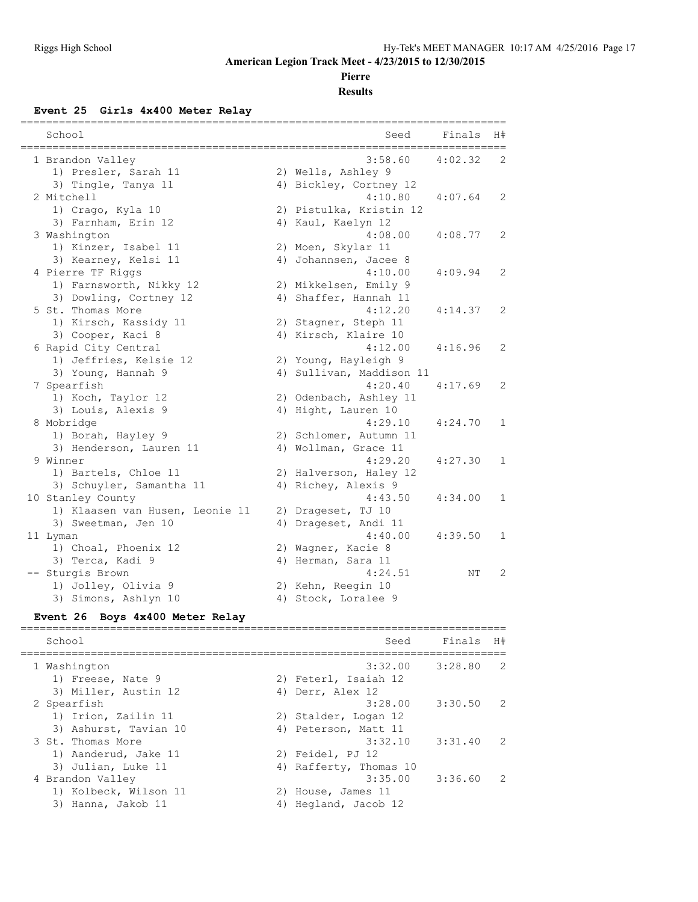**American Legion Track Meet - 4/23/2015 to 12/30/2015**

**Pierre**

**Results**

### Event 25 Girls 4x400 Meter Relay

| Place | School | Seed | Finals | H# |
|---|---|---|---|---|
| 1 | Brandon Valley | 3:58.60 | 4:02.32 | 2 |
| | 1) Presler, Sarah 11; 2) Wells, Ashley 9; 3) Tingle, Tanya 11; 4) Bickley, Cortney 12 | | | |
| 2 | Mitchell | 4:10.80 | 4:07.64 | 2 |
| | 1) Crago, Kyla 10; 2) Pistulka, Kristin 12; 3) Farnham, Erin 12; 4) Kaul, Kaelyn 12 | | | |
| 3 | Washington | 4:08.00 | 4:08.77 | 2 |
| | 1) Kinzer, Isabel 11; 2) Moen, Skylar 11; 3) Kearney, Kelsi 11; 4) Johannsen, Jacee 8 | | | |
| 4 | Pierre TF Riggs | 4:10.00 | 4:09.94 | 2 |
| | 1) Farnsworth, Nikky 12; 2) Mikkelsen, Emily 9; 3) Dowling, Cortney 12; 4) Shaffer, Hannah 11 | | | |
| 5 | St. Thomas More | 4:12.20 | 4:14.37 | 2 |
| | 1) Kirsch, Kassidy 11; 2) Stagner, Steph 11; 3) Cooper, Kaci 8; 4) Kirsch, Klaire 10 | | | |
| 6 | Rapid City Central | 4:12.00 | 4:16.96 | 2 |
| | 1) Jeffries, Kelsie 12; 2) Young, Hayleigh 9; 3) Young, Hannah 9; 4) Sullivan, Maddison 11 | | | |
| 7 | Spearfish | 4:20.40 | 4:17.69 | 2 |
| | 1) Koch, Taylor 12; 2) Odenbach, Ashley 11; 3) Louis, Alexis 9; 4) Hight, Lauren 10 | | | |
| 8 | Mobridge | 4:29.10 | 4:24.70 | 1 |
| | 1) Borah, Hayley 9; 2) Schlomer, Autumn 11; 3) Henderson, Lauren 11; 4) Wollman, Grace 11 | | | |
| 9 | Winner | 4:29.20 | 4:27.30 | 1 |
| | 1) Bartels, Chloe 11; 2) Halverson, Haley 12; 3) Schuyler, Samantha 11; 4) Richey, Alexis 9 | | | |
| 10 | Stanley County | 4:43.50 | 4:34.00 | 1 |
| | 1) Klaasen van Husen, Leonie 11; 2) Drageset, TJ 10; 3) Sweetman, Jen 10; 4) Drageset, Andi 11 | | | |
| 11 | Lyman | 4:40.00 | 4:39.50 | 1 |
| | 1) Choal, Phoenix 12; 2) Wagner, Kacie 8; 3) Terca, Kadi 9; 4) Herman, Sara 11 | | | |
| -- | Sturgis Brown | 4:24.51 | NT | 2 |
| | 1) Jolley, Olivia 9; 2) Kehn, Reegin 10; 3) Simons, Ashlyn 10; 4) Stock, Loralee 9 | | | |

### Event 26 Boys 4x400 Meter Relay

| Place | School | Seed | Finals | H# |
|---|---|---|---|---|
| 1 | Washington | 3:32.00 | 3:28.80 | 2 |
| | 1) Freese, Nate 9; 2) Feterl, Isaiah 12; 3) Miller, Austin 12; 4) Derr, Alex 12 | | | |
| 2 | Spearfish | 3:28.00 | 3:30.50 | 2 |
| | 1) Irion, Zailin 11; 2) Stalder, Logan 12; 3) Ashurst, Tavian 10; 4) Peterson, Matt 11 | | | |
| 3 | St. Thomas More | 3:32.10 | 3:31.40 | 2 |
| | 1) Aanderud, Jake 11; 2) Feidel, PJ 12; 3) Julian, Luke 11; 4) Rafferty, Thomas 10 | | | |
| 4 | Brandon Valley | 3:35.00 | 3:36.60 | 2 |
| | 1) Kolbeck, Wilson 11; 2) House, James 11; 3) Hanna, Jakob 11; 4) Hegland, Jacob 12 | | | |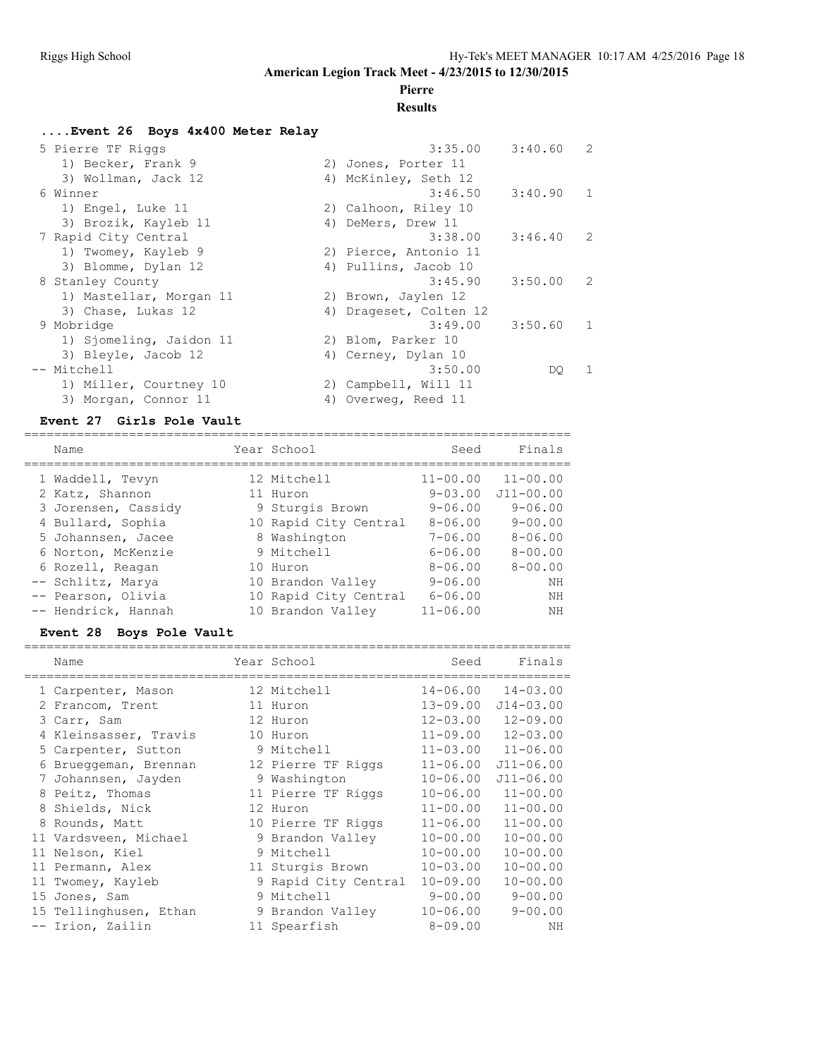**American Legion Track Meet - 4/23/2015 to 12/30/2015**

**Pierre**

**Results**

### ....Event 26 Boys 4x400 Meter Relay

| Place | Team | Seed | Finals | Heat |
|---|---|---|---|---|
| 5 | Pierre TF Riggs | 3:35.00 | 3:40.60 | 2 |
| | 1) Becker, Frank 9; 2) Jones, Porter 11; 3) Wollman, Jack 12; 4) McKinley, Seth 12 | | | |
| 6 | Winner | 3:46.50 | 3:40.90 | 1 |
| | 1) Engel, Luke 11; 2) Calhoon, Riley 10; 3) Brozik, Kayleb 11; 4) DeMers, Drew 11 | | | |
| 7 | Rapid City Central | 3:38.00 | 3:46.40 | 2 |
| | 1) Twomey, Kayleb 9; 2) Pierce, Antonio 11; 3) Blomme, Dylan 12; 4) Pullins, Jacob 10 | | | |
| 8 | Stanley County | 3:45.90 | 3:50.00 | 2 |
| | 1) Mastellar, Morgan 11; 2) Brown, Jaylen 12; 3) Chase, Lukas 12; 4) Drageset, Colten 12 | | | |
| 9 | Mobridge | 3:49.00 | 3:50.60 | 1 |
| | 1) Sjomeling, Jaidon 11; 2) Blom, Parker 10; 3) Bleyle, Jacob 12; 4) Cerney, Dylan 10 | | | |
| -- | Mitchell | 3:50.00 | DQ | 1 |
| | 1) Miller, Courtney 10; 2) Campbell, Will 11; 3) Morgan, Connor 11; 4) Overweg, Reed 11 | | | |

### Event 27 Girls Pole Vault

| Place | Name | Year | School | Seed | Finals |
|---|---|---|---|---|---|
| 1 | Waddell, Tevyn | 12 | Mitchell | 11-00.00 | 11-00.00 |
| 2 | Katz, Shannon | 11 | Huron | 9-03.00 | J11-00.00 |
| 3 | Jorensen, Cassidy | 9 | Sturgis Brown | 9-06.00 | 9-06.00 |
| 4 | Bullard, Sophia | 10 | Rapid City Central | 8-06.00 | 9-00.00 |
| 5 | Johannsen, Jacee | 8 | Washington | 7-06.00 | 8-06.00 |
| 6 | Norton, McKenzie | 9 | Mitchell | 6-06.00 | 8-00.00 |
| 6 | Rozell, Reagan | 10 | Huron | 8-06.00 | 8-00.00 |
| -- | Schlitz, Marya | 10 | Brandon Valley | 9-06.00 | NH |
| -- | Pearson, Olivia | 10 | Rapid City Central | 6-06.00 | NH |
| -- | Hendrick, Hannah | 10 | Brandon Valley | 11-06.00 | NH |

### Event 28 Boys Pole Vault

| Place | Name | Year | School | Seed | Finals |
|---|---|---|---|---|---|
| 1 | Carpenter, Mason | 12 | Mitchell | 14-06.00 | 14-03.00 |
| 2 | Francom, Trent | 11 | Huron | 13-09.00 | J14-03.00 |
| 3 | Carr, Sam | 12 | Huron | 12-03.00 | 12-09.00 |
| 4 | Kleinsasser, Travis | 10 | Huron | 11-09.00 | 12-03.00 |
| 5 | Carpenter, Sutton | 9 | Mitchell | 11-03.00 | 11-06.00 |
| 6 | Brueggeman, Brennan | 12 | Pierre TF Riggs | 11-06.00 | J11-06.00 |
| 7 | Johannsen, Jayden | 9 | Washington | 10-06.00 | J11-06.00 |
| 8 | Peitz, Thomas | 11 | Pierre TF Riggs | 10-06.00 | 11-00.00 |
| 8 | Shields, Nick | 12 | Huron | 11-00.00 | 11-00.00 |
| 8 | Rounds, Matt | 10 | Pierre TF Riggs | 11-06.00 | 11-00.00 |
| 11 | Vardsveen, Michael | 9 | Brandon Valley | 10-00.00 | 10-00.00 |
| 11 | Nelson, Kiel | 9 | Mitchell | 10-00.00 | 10-00.00 |
| 11 | Permann, Alex | 11 | Sturgis Brown | 10-03.00 | 10-00.00 |
| 11 | Twomey, Kayleb | 9 | Rapid City Central | 10-09.00 | 10-00.00 |
| 15 | Jones, Sam | 9 | Mitchell | 9-00.00 | 9-00.00 |
| 15 | Tellinghusen, Ethan | 9 | Brandon Valley | 10-06.00 | 9-00.00 |
| -- | Irion, Zailin | 11 | Spearfish | 8-09.00 | NH |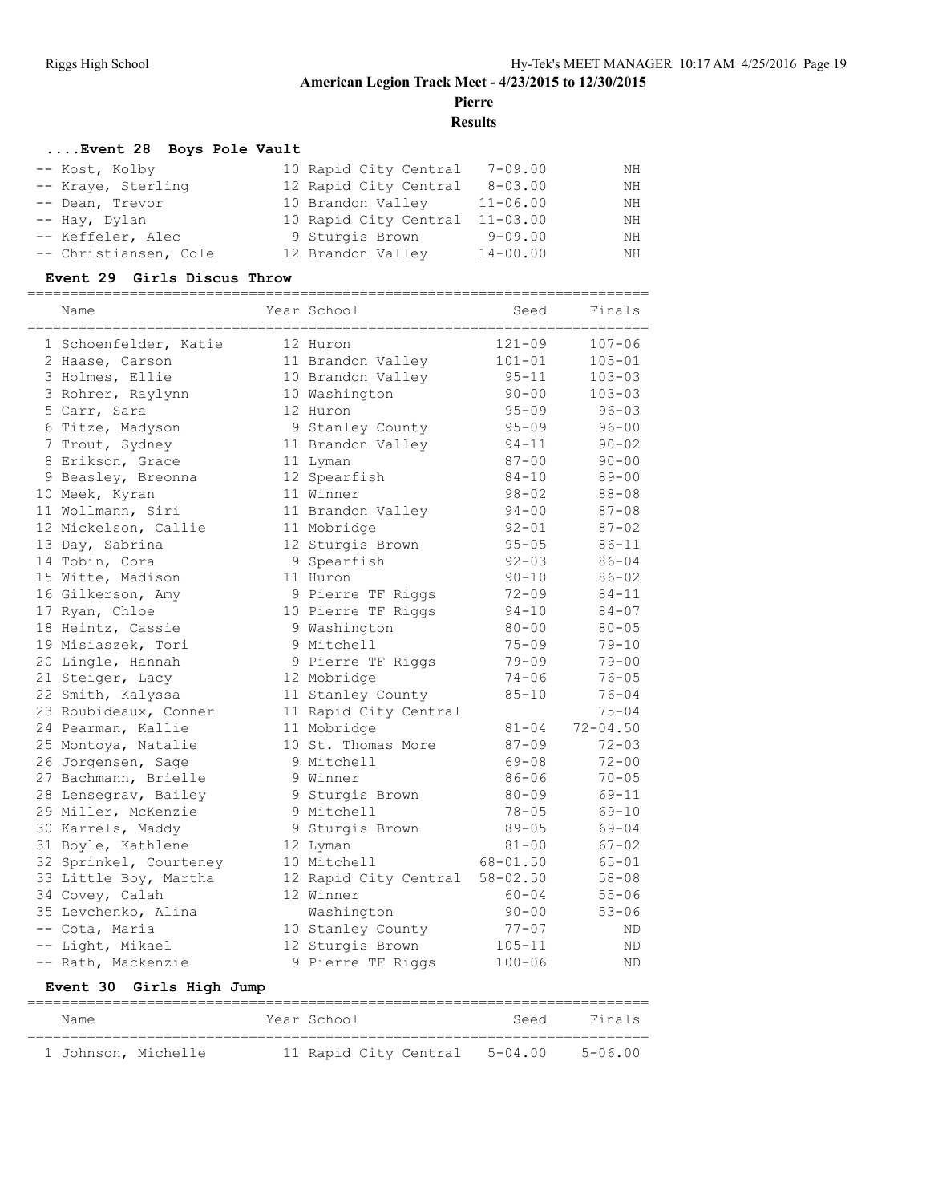# American Legion Track Meet - 4/23/2015 to 12/30/2015

## Pierre

## Results

### ....Event 28 Boys Pole Vault

| Place | Name | Year | School | Seed | Finals |
|---|---|---|---|---|---|
| -- | Kost, Kolby | 10 | Rapid City Central | 7-09.00 | NH |
| -- | Kraye, Sterling | 12 | Rapid City Central | 8-03.00 | NH |
| -- | Dean, Trevor | 10 | Brandon Valley | 11-06.00 | NH |
| -- | Hay, Dylan | 10 | Rapid City Central | 11-03.00 | NH |
| -- | Keffeler, Alec | 9 | Sturgis Brown | 9-09.00 | NH |
| -- | Christiansen, Cole | 12 | Brandon Valley | 14-00.00 | NH |

### Event 29 Girls Discus Throw

| Place | Name | Year | School | Seed | Finals |
|---|---|---|---|---|---|
| 1 | Schoenfelder, Katie | 12 | Huron | 121-09 | 107-06 |
| 2 | Haase, Carson | 11 | Brandon Valley | 101-01 | 105-01 |
| 3 | Holmes, Ellie | 10 | Brandon Valley | 95-11 | 103-03 |
| 3 | Rohrer, Raylynn | 10 | Washington | 90-00 | 103-03 |
| 5 | Carr, Sara | 12 | Huron | 95-09 | 96-03 |
| 6 | Titze, Madyson | 9 | Stanley County | 95-09 | 96-00 |
| 7 | Trout, Sydney | 11 | Brandon Valley | 94-11 | 90-02 |
| 8 | Erikson, Grace | 11 | Lyman | 87-00 | 90-00 |
| 9 | Beasley, Breonna | 12 | Spearfish | 84-10 | 89-00 |
| 10 | Meek, Kyran | 11 | Winner | 98-02 | 88-08 |
| 11 | Wollmann, Siri | 11 | Brandon Valley | 94-00 | 87-08 |
| 12 | Mickelson, Callie | 11 | Mobridge | 92-01 | 87-02 |
| 13 | Day, Sabrina | 12 | Sturgis Brown | 95-05 | 86-11 |
| 14 | Tobin, Cora | 9 | Spearfish | 92-03 | 86-04 |
| 15 | Witte, Madison | 11 | Huron | 90-10 | 86-02 |
| 16 | Gilkerson, Amy | 9 | Pierre TF Riggs | 72-09 | 84-11 |
| 17 | Ryan, Chloe | 10 | Pierre TF Riggs | 94-10 | 84-07 |
| 18 | Heintz, Cassie | 9 | Washington | 80-00 | 80-05 |
| 19 | Misiaszek, Tori | 9 | Mitchell | 75-09 | 79-10 |
| 20 | Lingle, Hannah | 9 | Pierre TF Riggs | 79-09 | 79-00 |
| 21 | Steiger, Lacy | 12 | Mobridge | 74-06 | 76-05 |
| 22 | Smith, Kalyssa | 11 | Stanley County | 85-10 | 76-04 |
| 23 | Roubideaux, Conner | 11 | Rapid City Central | | 75-04 |
| 24 | Pearman, Kallie | 11 | Mobridge | 81-04 | 72-04.50 |
| 25 | Montoya, Natalie | 10 | St. Thomas More | 87-09 | 72-03 |
| 26 | Jorgensen, Sage | 9 | Mitchell | 69-08 | 72-00 |
| 27 | Bachmann, Brielle | 9 | Winner | 86-06 | 70-05 |
| 28 | Lensegrav, Bailey | 9 | Sturgis Brown | 80-09 | 69-11 |
| 29 | Miller, McKenzie | 9 | Mitchell | 78-05 | 69-10 |
| 30 | Karrels, Maddy | 9 | Sturgis Brown | 89-05 | 69-04 |
| 31 | Boyle, Kathlene | 12 | Lyman | 81-00 | 67-02 |
| 32 | Sprinkel, Courteney | 10 | Mitchell | 68-01.50 | 65-01 |
| 33 | Little Boy, Martha | 12 | Rapid City Central | 58-02.50 | 58-08 |
| 34 | Covey, Calah | 12 | Winner | 60-04 | 55-06 |
| 35 | Levchenko, Alina | | Washington | 90-00 | 53-06 |
| -- | Cota, Maria | 10 | Stanley County | 77-07 | ND |
| -- | Light, Mikael | 12 | Sturgis Brown | 105-11 | ND |
| -- | Rath, Mackenzie | 9 | Pierre TF Riggs | 100-06 | ND |

### Event 30 Girls High Jump

| Place | Name | Year | School | Seed | Finals |
|---|---|---|---|---|---|
| 1 | Johnson, Michelle | 11 | Rapid City Central | 5-04.00 | 5-06.00 |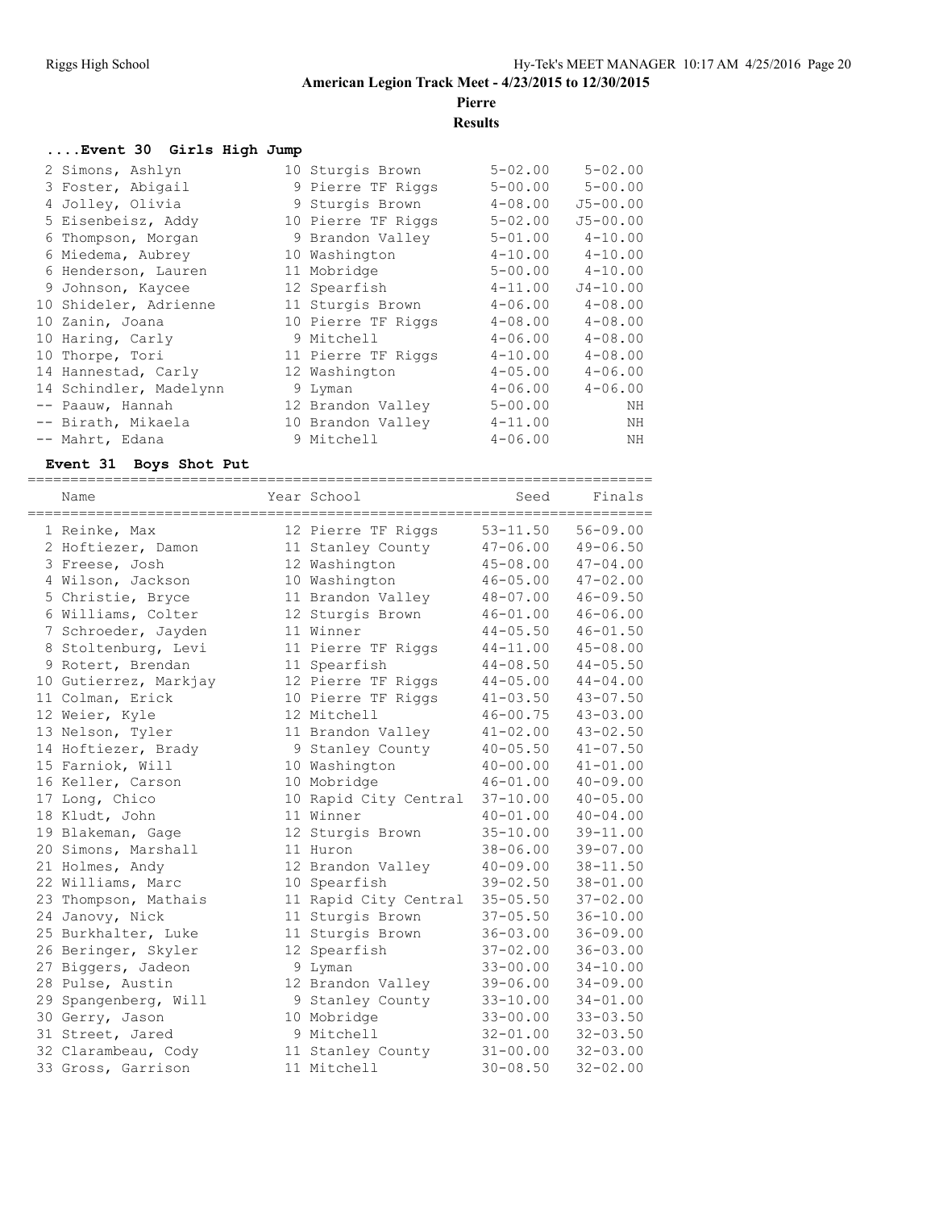**American Legion Track Meet - 4/23/2015 to 12/30/2015**

**Pierre**

**Results**

### ....Event 30 Girls High Jump

| Place | Name | Year | School | Seed | Finals |
|---|---|---|---|---|---|
| 2 | Simons, Ashlyn | 10 | Sturgis Brown | 5-02.00 | 5-02.00 |
| 3 | Foster, Abigail | 9 | Pierre TF Riggs | 5-00.00 | 5-00.00 |
| 4 | Jolley, Olivia | 9 | Sturgis Brown | 4-08.00 | J5-00.00 |
| 5 | Eisenbeisz, Addy | 10 | Pierre TF Riggs | 5-02.00 | J5-00.00 |
| 6 | Thompson, Morgan | 9 | Brandon Valley | 5-01.00 | 4-10.00 |
| 6 | Miedema, Aubrey | 10 | Washington | 4-10.00 | 4-10.00 |
| 6 | Henderson, Lauren | 11 | Mobridge | 5-00.00 | 4-10.00 |
| 9 | Johnson, Kaycee | 12 | Spearfish | 4-11.00 | J4-10.00 |
| 10 | Shideler, Adrienne | 11 | Sturgis Brown | 4-06.00 | 4-08.00 |
| 10 | Zanin, Joana | 10 | Pierre TF Riggs | 4-08.00 | 4-08.00 |
| 10 | Haring, Carly | 9 | Mitchell | 4-06.00 | 4-08.00 |
| 10 | Thorpe, Tori | 11 | Pierre TF Riggs | 4-10.00 | 4-08.00 |
| 14 | Hannestad, Carly | 12 | Washington | 4-05.00 | 4-06.00 |
| 14 | Schindler, Madelynn | 9 | Lyman | 4-06.00 | 4-06.00 |
| -- | Paauw, Hannah | 12 | Brandon Valley | 5-00.00 | NH |
| -- | Birath, Mikaela | 10 | Brandon Valley | 4-11.00 | NH |
| -- | Mahrt, Edana | 9 | Mitchell | 4-06.00 | NH |

### Event 31 Boys Shot Put

| Place | Name | Year | School | Seed | Finals |
|---|---|---|---|---|---|
| 1 | Reinke, Max | 12 | Pierre TF Riggs | 53-11.50 | 56-09.00 |
| 2 | Hoftiezer, Damon | 11 | Stanley County | 47-06.00 | 49-06.50 |
| 3 | Freese, Josh | 12 | Washington | 45-08.00 | 47-04.00 |
| 4 | Wilson, Jackson | 10 | Washington | 46-05.00 | 47-02.00 |
| 5 | Christie, Bryce | 11 | Brandon Valley | 48-07.00 | 46-09.50 |
| 6 | Williams, Colter | 12 | Sturgis Brown | 46-01.00 | 46-06.00 |
| 7 | Schroeder, Jayden | 11 | Winner | 44-05.50 | 46-01.50 |
| 8 | Stoltenburg, Levi | 11 | Pierre TF Riggs | 44-11.00 | 45-08.00 |
| 9 | Rotert, Brendan | 11 | Spearfish | 44-08.50 | 44-05.50 |
| 10 | Gutierrez, Markjay | 12 | Pierre TF Riggs | 44-05.00 | 44-04.00 |
| 11 | Colman, Erick | 10 | Pierre TF Riggs | 41-03.50 | 43-07.50 |
| 12 | Weier, Kyle | 12 | Mitchell | 46-00.75 | 43-03.00 |
| 13 | Nelson, Tyler | 11 | Brandon Valley | 41-02.00 | 43-02.50 |
| 14 | Hoftiezer, Brady | 9 | Stanley County | 40-05.50 | 41-07.50 |
| 15 | Farniok, Will | 10 | Washington | 40-00.00 | 41-01.00 |
| 16 | Keller, Carson | 10 | Mobridge | 46-01.00 | 40-09.00 |
| 17 | Long, Chico | 10 | Rapid City Central | 37-10.00 | 40-05.00 |
| 18 | Kludt, John | 11 | Winner | 40-01.00 | 40-04.00 |
| 19 | Blakeman, Gage | 12 | Sturgis Brown | 35-10.00 | 39-11.00 |
| 20 | Simons, Marshall | 11 | Huron | 38-06.00 | 39-07.00 |
| 21 | Holmes, Andy | 12 | Brandon Valley | 40-09.00 | 38-11.50 |
| 22 | Williams, Marc | 10 | Spearfish | 39-02.50 | 38-01.00 |
| 23 | Thompson, Mathais | 11 | Rapid City Central | 35-05.50 | 37-02.00 |
| 24 | Janovy, Nick | 11 | Sturgis Brown | 37-05.50 | 36-10.00 |
| 25 | Burkhalter, Luke | 11 | Sturgis Brown | 36-03.00 | 36-09.00 |
| 26 | Beringer, Skyler | 12 | Spearfish | 37-02.00 | 36-03.00 |
| 27 | Biggers, Jadeon | 9 | Lyman | 33-00.00 | 34-10.00 |
| 28 | Pulse, Austin | 12 | Brandon Valley | 39-06.00 | 34-09.00 |
| 29 | Spangenberg, Will | 9 | Stanley County | 33-10.00 | 34-01.00 |
| 30 | Gerry, Jason | 10 | Mobridge | 33-00.00 | 33-03.50 |
| 31 | Street, Jared | 9 | Mitchell | 32-01.00 | 32-03.50 |
| 32 | Clarambeau, Cody | 11 | Stanley County | 31-00.00 | 32-03.00 |
| 33 | Gross, Garrison | 11 | Mitchell | 30-08.50 | 32-02.00 |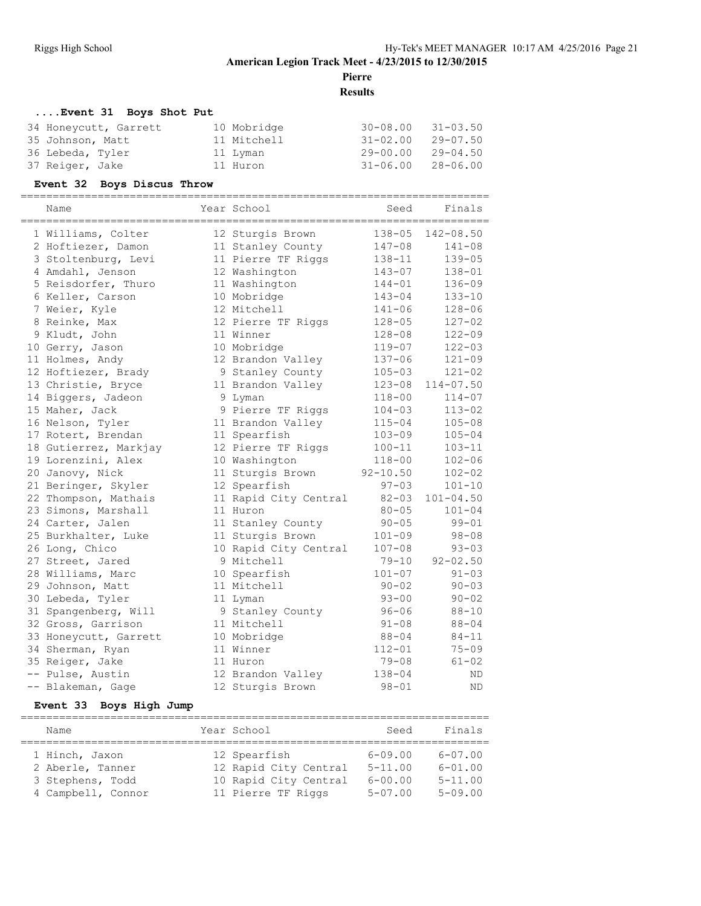**American Legion Track Meet - 4/23/2015 to 12/30/2015**

**Pierre**

**Results**

### ....Event 31 Boys Shot Put

| Name | Year | School | Seed | Finals |
|---|---|---|---|---|
| 34 Honeycutt, Garrett | 10 | Mobridge | 30-08.00 | 31-03.50 |
| 35 Johnson, Matt | 11 | Mitchell | 31-02.00 | 29-07.50 |
| 36 Lebeda, Tyler | 11 | Lyman | 29-00.00 | 29-04.50 |
| 37 Reiger, Jake | 11 | Huron | 31-06.00 | 28-06.00 |

### Event 32 Boys Discus Throw

| Name | Year | School | Seed | Finals |
|---|---|---|---|---|
| 1 Williams, Colter | 12 | Sturgis Brown | 138-05 | 142-08.50 |
| 2 Hoftiezer, Damon | 11 | Stanley County | 147-08 | 141-08 |
| 3 Stoltenburg, Levi | 11 | Pierre TF Riggs | 138-11 | 139-05 |
| 4 Amdahl, Jenson | 12 | Washington | 143-07 | 138-01 |
| 5 Reisdorfer, Thuro | 11 | Washington | 144-01 | 136-09 |
| 6 Keller, Carson | 10 | Mobridge | 143-04 | 133-10 |
| 7 Weier, Kyle | 12 | Mitchell | 141-06 | 128-06 |
| 8 Reinke, Max | 12 | Pierre TF Riggs | 128-05 | 127-02 |
| 9 Kludt, John | 11 | Winner | 128-08 | 122-09 |
| 10 Gerry, Jason | 10 | Mobridge | 119-07 | 122-03 |
| 11 Holmes, Andy | 12 | Brandon Valley | 137-06 | 121-09 |
| 12 Hoftiezer, Brady | 9 | Stanley County | 105-03 | 121-02 |
| 13 Christie, Bryce | 11 | Brandon Valley | 123-08 | 114-07.50 |
| 14 Biggers, Jadeon | 9 | Lyman | 118-00 | 114-07 |
| 15 Maher, Jack | 9 | Pierre TF Riggs | 104-03 | 113-02 |
| 16 Nelson, Tyler | 11 | Brandon Valley | 115-04 | 105-08 |
| 17 Rotert, Brendan | 11 | Spearfish | 103-09 | 105-04 |
| 18 Gutierrez, Markjay | 12 | Pierre TF Riggs | 100-11 | 103-11 |
| 19 Lorenzini, Alex | 10 | Washington | 118-00 | 102-06 |
| 20 Janovy, Nick | 11 | Sturgis Brown | 92-10.50 | 102-02 |
| 21 Beringer, Skyler | 12 | Spearfish | 97-03 | 101-10 |
| 22 Thompson, Mathais | 11 | Rapid City Central | 82-03 | 101-04.50 |
| 23 Simons, Marshall | 11 | Huron | 80-05 | 101-04 |
| 24 Carter, Jalen | 11 | Stanley County | 90-05 | 99-01 |
| 25 Burkhalter, Luke | 11 | Sturgis Brown | 101-09 | 98-08 |
| 26 Long, Chico | 10 | Rapid City Central | 107-08 | 93-03 |
| 27 Street, Jared | 9 | Mitchell | 79-10 | 92-02.50 |
| 28 Williams, Marc | 10 | Spearfish | 101-07 | 91-03 |
| 29 Johnson, Matt | 11 | Mitchell | 90-02 | 90-03 |
| 30 Lebeda, Tyler | 11 | Lyman | 93-00 | 90-02 |
| 31 Spangenberg, Will | 9 | Stanley County | 96-06 | 88-10 |
| 32 Gross, Garrison | 11 | Mitchell | 91-08 | 88-04 |
| 33 Honeycutt, Garrett | 10 | Mobridge | 88-04 | 84-11 |
| 34 Sherman, Ryan | 11 | Winner | 112-01 | 75-09 |
| 35 Reiger, Jake | 11 | Huron | 79-08 | 61-02 |
| -- Pulse, Austin | 12 | Brandon Valley | 138-04 | ND |
| -- Blakeman, Gage | 12 | Sturgis Brown | 98-01 | ND |

### Event 33 Boys High Jump

| Name | Year | School | Seed | Finals |
|---|---|---|---|---|
| 1 Hinch, Jaxon | 12 | Spearfish | 6-09.00 | 6-07.00 |
| 2 Aberle, Tanner | 12 | Rapid City Central | 5-11.00 | 6-01.00 |
| 3 Stephens, Todd | 10 | Rapid City Central | 6-00.00 | 5-11.00 |
| 4 Campbell, Connor | 11 | Pierre TF Riggs | 5-07.00 | 5-09.00 |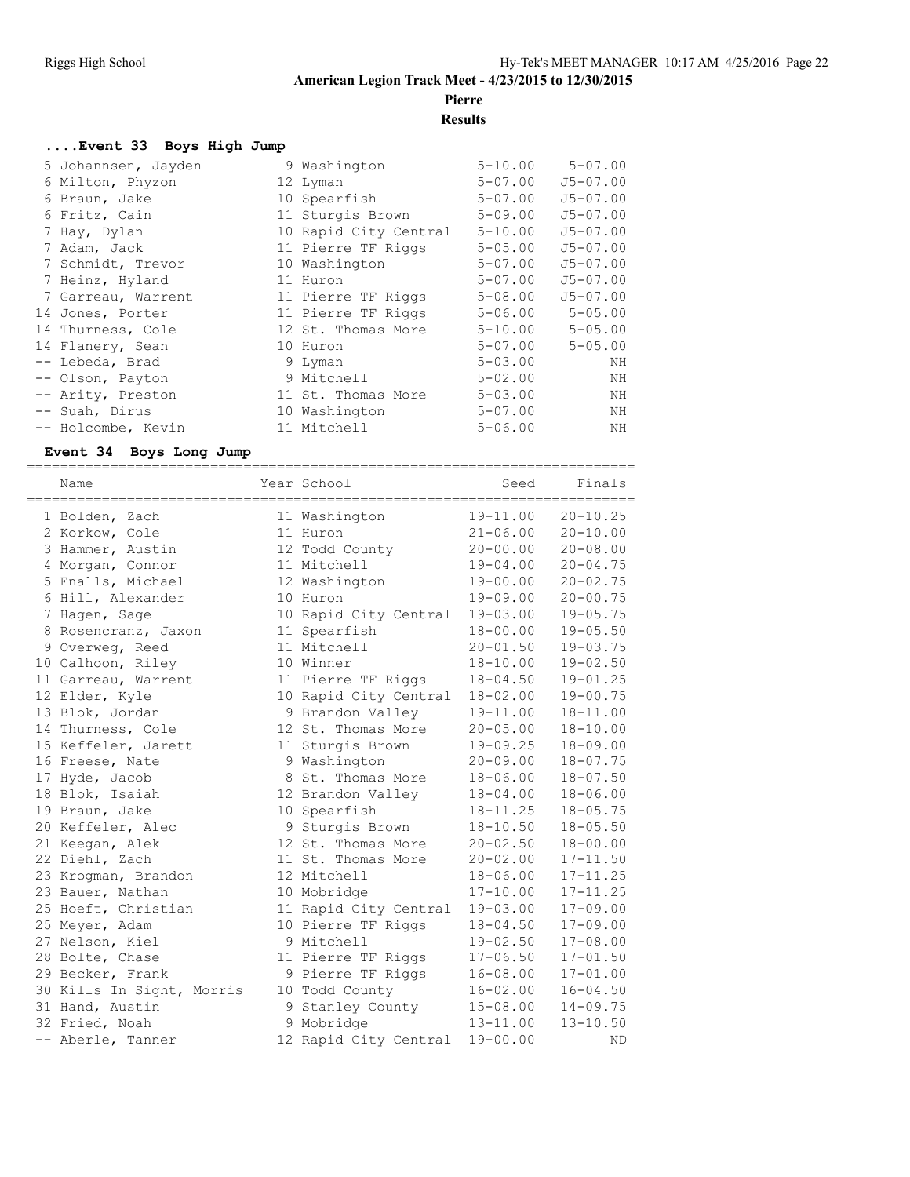American Legion Track Meet - 4/23/2015 to 12/30/2015

Pierre

Results

### ....Event 33 Boys High Jump

| Place | Name | Year | School | Seed | Finals |
|---|---|---|---|---|---|
| 5 | Johannsen, Jayden | 9 | Washington | 5-10.00 | 5-07.00 |
| 6 | Milton, Phyzon | 12 | Lyman | 5-07.00 | J5-07.00 |
| 6 | Braun, Jake | 10 | Spearfish | 5-07.00 | J5-07.00 |
| 6 | Fritz, Cain | 11 | Sturgis Brown | 5-09.00 | J5-07.00 |
| 7 | Hay, Dylan | 10 | Rapid City Central | 5-10.00 | J5-07.00 |
| 7 | Adam, Jack | 11 | Pierre TF Riggs | 5-05.00 | J5-07.00 |
| 7 | Schmidt, Trevor | 10 | Washington | 5-07.00 | J5-07.00 |
| 7 | Heinz, Hyland | 11 | Huron | 5-07.00 | J5-07.00 |
| 7 | Garreau, Warrent | 11 | Pierre TF Riggs | 5-08.00 | J5-07.00 |
| 14 | Jones, Porter | 11 | Pierre TF Riggs | 5-06.00 | 5-05.00 |
| 14 | Thurness, Cole | 12 | St. Thomas More | 5-10.00 | 5-05.00 |
| 14 | Flanery, Sean | 10 | Huron | 5-07.00 | 5-05.00 |
| -- | Lebeda, Brad | 9 | Lyman | 5-03.00 | NH |
| -- | Olson, Payton | 9 | Mitchell | 5-02.00 | NH |
| -- | Arity, Preston | 11 | St. Thomas More | 5-03.00 | NH |
| -- | Suah, Dirus | 10 | Washington | 5-07.00 | NH |
| -- | Holcombe, Kevin | 11 | Mitchell | 5-06.00 | NH |

### Event 34 Boys Long Jump

| Place | Name | Year | School | Seed | Finals |
|---|---|---|---|---|---|
| 1 | Bolden, Zach | 11 | Washington | 19-11.00 | 20-10.25 |
| 2 | Korkow, Cole | 11 | Huron | 21-06.00 | 20-10.00 |
| 3 | Hammer, Austin | 12 | Todd County | 20-00.00 | 20-08.00 |
| 4 | Morgan, Connor | 11 | Mitchell | 19-04.00 | 20-04.75 |
| 5 | Enalls, Michael | 12 | Washington | 19-00.00 | 20-02.75 |
| 6 | Hill, Alexander | 10 | Huron | 19-09.00 | 20-00.75 |
| 7 | Hagen, Sage | 10 | Rapid City Central | 19-03.00 | 19-05.75 |
| 8 | Rosencranz, Jaxon | 11 | Spearfish | 18-00.00 | 19-05.50 |
| 9 | Overweg, Reed | 11 | Mitchell | 20-01.50 | 19-03.75 |
| 10 | Calhoon, Riley | 10 | Winner | 18-10.00 | 19-02.50 |
| 11 | Garreau, Warrent | 11 | Pierre TF Riggs | 18-04.50 | 19-01.25 |
| 12 | Elder, Kyle | 10 | Rapid City Central | 18-02.00 | 19-00.75 |
| 13 | Blok, Jordan | 9 | Brandon Valley | 19-11.00 | 18-11.00 |
| 14 | Thurness, Cole | 12 | St. Thomas More | 20-05.00 | 18-10.00 |
| 15 | Keffeler, Jarett | 11 | Sturgis Brown | 19-09.25 | 18-09.00 |
| 16 | Freese, Nate | 9 | Washington | 20-09.00 | 18-07.75 |
| 17 | Hyde, Jacob | 8 | St. Thomas More | 18-06.00 | 18-07.50 |
| 18 | Blok, Isaiah | 12 | Brandon Valley | 18-04.00 | 18-06.00 |
| 19 | Braun, Jake | 10 | Spearfish | 18-11.25 | 18-05.75 |
| 20 | Keffeler, Alec | 9 | Sturgis Brown | 18-10.50 | 18-05.50 |
| 21 | Keegan, Alek | 12 | St. Thomas More | 20-02.50 | 18-00.00 |
| 22 | Diehl, Zach | 11 | St. Thomas More | 20-02.00 | 17-11.50 |
| 23 | Krogman, Brandon | 12 | Mitchell | 18-06.00 | 17-11.25 |
| 23 | Bauer, Nathan | 10 | Mobridge | 17-10.00 | 17-11.25 |
| 25 | Hoeft, Christian | 11 | Rapid City Central | 19-03.00 | 17-09.00 |
| 25 | Meyer, Adam | 10 | Pierre TF Riggs | 18-04.50 | 17-09.00 |
| 27 | Nelson, Kiel | 9 | Mitchell | 19-02.50 | 17-08.00 |
| 28 | Bolte, Chase | 11 | Pierre TF Riggs | 17-06.50 | 17-01.50 |
| 29 | Becker, Frank | 9 | Pierre TF Riggs | 16-08.00 | 17-01.00 |
| 30 | Kills In Sight, Morris | 10 | Todd County | 16-02.00 | 16-04.50 |
| 31 | Hand, Austin | 9 | Stanley County | 15-08.00 | 14-09.75 |
| 32 | Fried, Noah | 9 | Mobridge | 13-11.00 | 13-10.50 |
| -- | Aberle, Tanner | 12 | Rapid City Central | 19-00.00 | ND |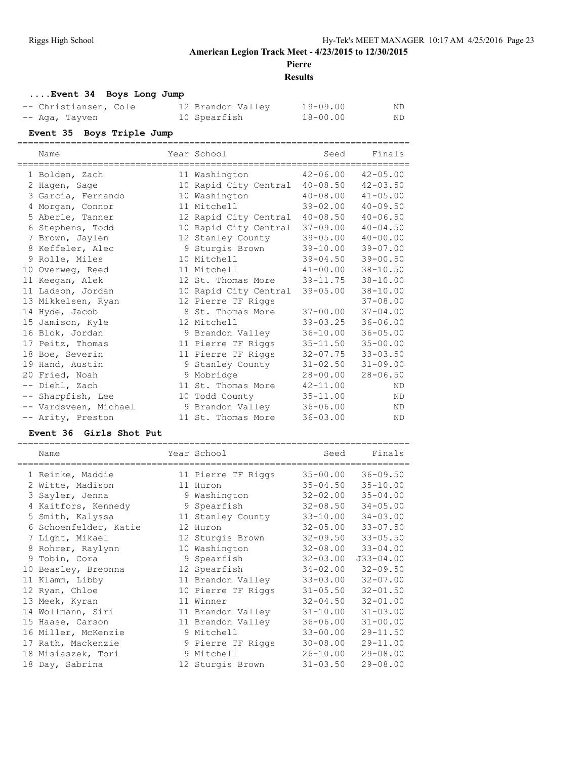**American Legion Track Meet - 4/23/2015 to 12/30/2015**

**Pierre**

**Results**

### ....Event 34 Boys Long Jump

| Name | Year | School | Seed | Finals |
|---|---|---|---|---|
| -- Christiansen, Cole | 12 | Brandon Valley | 19-09.00 | ND |
| -- Aga, Tayven | 10 | Spearfish | 18-00.00 | ND |

### Event 35 Boys Triple Jump

| Name | Year | School | Seed | Finals |
|---|---|---|---|---|
| 1 Bolden, Zach | 11 | Washington | 42-06.00 | 42-05.00 |
| 2 Hagen, Sage | 10 | Rapid City Central | 40-08.50 | 42-03.50 |
| 3 Garcia, Fernando | 10 | Washington | 40-08.00 | 41-05.00 |
| 4 Morgan, Connor | 11 | Mitchell | 39-02.00 | 40-09.50 |
| 5 Aberle, Tanner | 12 | Rapid City Central | 40-08.50 | 40-06.50 |
| 6 Stephens, Todd | 10 | Rapid City Central | 37-09.00 | 40-04.50 |
| 7 Brown, Jaylen | 12 | Stanley County | 39-05.00 | 40-00.00 |
| 8 Keffeler, Alec | 9 | Sturgis Brown | 39-10.00 | 39-07.00 |
| 9 Rolle, Miles | 10 | Mitchell | 39-04.50 | 39-00.50 |
| 10 Overweg, Reed | 11 | Mitchell | 41-00.00 | 38-10.50 |
| 11 Keegan, Alek | 12 | St. Thomas More | 39-11.75 | 38-10.00 |
| 11 Ladson, Jordan | 10 | Rapid City Central | 39-05.00 | 38-10.00 |
| 13 Mikkelsen, Ryan | 12 | Pierre TF Riggs | | 37-08.00 |
| 14 Hyde, Jacob | 8 | St. Thomas More | 37-00.00 | 37-04.00 |
| 15 Jamison, Kyle | 12 | Mitchell | 39-03.25 | 36-06.00 |
| 16 Blok, Jordan | 9 | Brandon Valley | 36-10.00 | 36-05.00 |
| 17 Peitz, Thomas | 11 | Pierre TF Riggs | 35-11.50 | 35-00.00 |
| 18 Boe, Severin | 11 | Pierre TF Riggs | 32-07.75 | 33-03.50 |
| 19 Hand, Austin | 9 | Stanley County | 31-02.50 | 31-09.00 |
| 20 Fried, Noah | 9 | Mobridge | 28-00.00 | 28-06.50 |
| -- Diehl, Zach | 11 | St. Thomas More | 42-11.00 | ND |
| -- Sharpfish, Lee | 10 | Todd County | 35-11.00 | ND |
| -- Vardsveen, Michael | 9 | Brandon Valley | 36-06.00 | ND |
| -- Arity, Preston | 11 | St. Thomas More | 36-03.00 | ND |

### Event 36 Girls Shot Put

| Name | Year | School | Seed | Finals |
|---|---|---|---|---|
| 1 Reinke, Maddie | 11 | Pierre TF Riggs | 35-00.00 | 36-09.50 |
| 2 Witte, Madison | 11 | Huron | 35-04.50 | 35-10.00 |
| 3 Sayler, Jenna | 9 | Washington | 32-02.00 | 35-04.00 |
| 4 Kaitfors, Kennedy | 9 | Spearfish | 32-08.50 | 34-05.00 |
| 5 Smith, Kalyssa | 11 | Stanley County | 33-10.00 | 34-03.00 |
| 6 Schoenfelder, Katie | 12 | Huron | 32-05.00 | 33-07.50 |
| 7 Light, Mikael | 12 | Sturgis Brown | 32-09.50 | 33-05.50 |
| 8 Rohrer, Raylynn | 10 | Washington | 32-08.00 | 33-04.00 |
| 9 Tobin, Cora | 9 | Spearfish | 32-03.00 | J33-04.00 |
| 10 Beasley, Breonna | 12 | Spearfish | 34-02.00 | 32-09.50 |
| 11 Klamm, Libby | 11 | Brandon Valley | 33-03.00 | 32-07.00 |
| 12 Ryan, Chloe | 10 | Pierre TF Riggs | 31-05.50 | 32-01.50 |
| 13 Meek, Kyran | 11 | Winner | 32-04.50 | 32-01.00 |
| 14 Wollmann, Siri | 11 | Brandon Valley | 31-10.00 | 31-03.00 |
| 15 Haase, Carson | 11 | Brandon Valley | 36-06.00 | 31-00.00 |
| 16 Miller, McKenzie | 9 | Mitchell | 33-00.00 | 29-11.50 |
| 17 Rath, Mackenzie | 9 | Pierre TF Riggs | 30-08.00 | 29-11.00 |
| 18 Misiaszek, Tori | 9 | Mitchell | 26-10.00 | 29-08.00 |
| 18 Day, Sabrina | 12 | Sturgis Brown | 31-03.50 | 29-08.00 |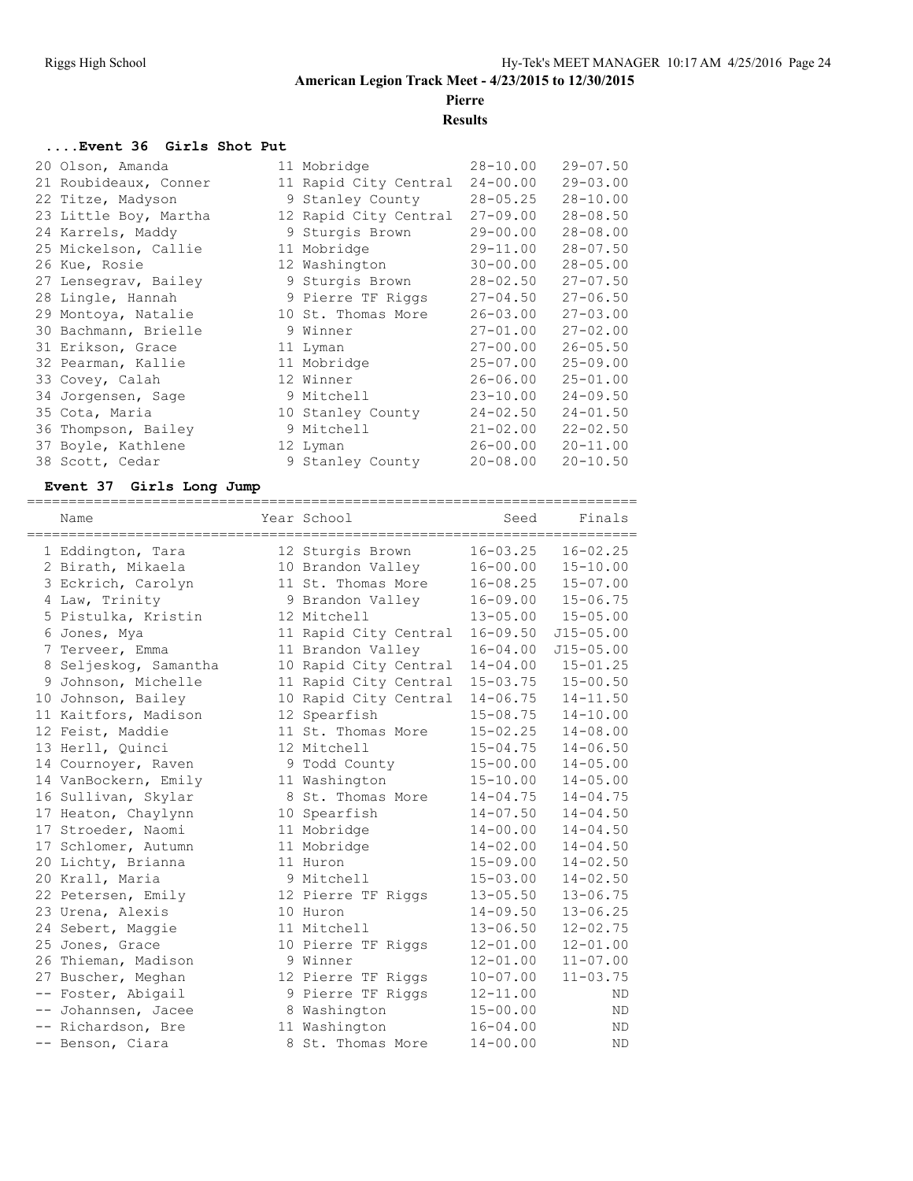# American Legion Track Meet - 4/23/2015 to 12/30/2015

## Pierre

### Results

#### ....Event 36 Girls Shot Put

| Place | Name | Year | School | Seed | Finals |
|---|---|---|---|---|---|
| 20 | Olson, Amanda | 11 | Mobridge | 28-10.00 | 29-07.50 |
| 21 | Roubideaux, Conner | 11 | Rapid City Central | 24-00.00 | 29-03.00 |
| 22 | Titze, Madyson | 9 | Stanley County | 28-05.25 | 28-10.00 |
| 23 | Little Boy, Martha | 12 | Rapid City Central | 27-09.00 | 28-08.50 |
| 24 | Karrels, Maddy | 9 | Sturgis Brown | 29-00.00 | 28-08.00 |
| 25 | Mickelson, Callie | 11 | Mobridge | 29-11.00 | 28-07.50 |
| 26 | Kue, Rosie | 12 | Washington | 30-00.00 | 28-05.00 |
| 27 | Lensegrav, Bailey | 9 | Sturgis Brown | 28-02.50 | 27-07.50 |
| 28 | Lingle, Hannah | 9 | Pierre TF Riggs | 27-04.50 | 27-06.50 |
| 29 | Montoya, Natalie | 10 | St. Thomas More | 26-03.00 | 27-03.00 |
| 30 | Bachmann, Brielle | 9 | Winner | 27-01.00 | 27-02.00 |
| 31 | Erikson, Grace | 11 | Lyman | 27-00.00 | 26-05.50 |
| 32 | Pearman, Kallie | 11 | Mobridge | 25-07.00 | 25-09.00 |
| 33 | Covey, Calah | 12 | Winner | 26-06.00 | 25-01.00 |
| 34 | Jorgensen, Sage | 9 | Mitchell | 23-10.00 | 24-09.50 |
| 35 | Cota, Maria | 10 | Stanley County | 24-02.50 | 24-01.50 |
| 36 | Thompson, Bailey | 9 | Mitchell | 21-02.00 | 22-02.50 |
| 37 | Boyle, Kathlene | 12 | Lyman | 26-00.00 | 20-11.00 |
| 38 | Scott, Cedar | 9 | Stanley County | 20-08.00 | 20-10.50 |

#### Event 37 Girls Long Jump

| Place | Name | Year | School | Seed | Finals |
|---|---|---|---|---|---|
| 1 | Eddington, Tara | 12 | Sturgis Brown | 16-03.25 | 16-02.25 |
| 2 | Birath, Mikaela | 10 | Brandon Valley | 16-00.00 | 15-10.00 |
| 3 | Eckrich, Carolyn | 11 | St. Thomas More | 16-08.25 | 15-07.00 |
| 4 | Law, Trinity | 9 | Brandon Valley | 16-09.00 | 15-06.75 |
| 5 | Pistulka, Kristin | 12 | Mitchell | 13-05.00 | 15-05.00 |
| 6 | Jones, Mya | 11 | Rapid City Central | 16-09.50 | J15-05.00 |
| 7 | Terveer, Emma | 11 | Brandon Valley | 16-04.00 | J15-05.00 |
| 8 | Seljeskog, Samantha | 10 | Rapid City Central | 14-04.00 | 15-01.25 |
| 9 | Johnson, Michelle | 11 | Rapid City Central | 15-03.75 | 15-00.50 |
| 10 | Johnson, Bailey | 10 | Rapid City Central | 14-06.75 | 14-11.50 |
| 11 | Kaitfors, Madison | 12 | Spearfish | 15-08.75 | 14-10.00 |
| 12 | Feist, Maddie | 11 | St. Thomas More | 15-02.25 | 14-08.00 |
| 13 | Herll, Quinci | 12 | Mitchell | 15-04.75 | 14-06.50 |
| 14 | Cournoyer, Raven | 9 | Todd County | 15-00.00 | 14-05.00 |
| 14 | VanBockern, Emily | 11 | Washington | 15-10.00 | 14-05.00 |
| 16 | Sullivan, Skylar | 8 | St. Thomas More | 14-04.75 | 14-04.75 |
| 17 | Heaton, Chaylynn | 10 | Spearfish | 14-07.50 | 14-04.50 |
| 17 | Stroeder, Naomi | 11 | Mobridge | 14-00.00 | 14-04.50 |
| 17 | Schlomer, Autumn | 11 | Mobridge | 14-02.00 | 14-04.50 |
| 20 | Lichty, Brianna | 11 | Huron | 15-09.00 | 14-02.50 |
| 20 | Krall, Maria | 9 | Mitchell | 15-03.00 | 14-02.50 |
| 22 | Petersen, Emily | 12 | Pierre TF Riggs | 13-05.50 | 13-06.75 |
| 23 | Urena, Alexis | 10 | Huron | 14-09.50 | 13-06.25 |
| 24 | Sebert, Maggie | 11 | Mitchell | 13-06.50 | 12-02.75 |
| 25 | Jones, Grace | 10 | Pierre TF Riggs | 12-01.00 | 12-01.00 |
| 26 | Thieman, Madison | 9 | Winner | 12-01.00 | 11-07.00 |
| 27 | Buscher, Meghan | 12 | Pierre TF Riggs | 10-07.00 | 11-03.75 |
| -- | Foster, Abigail | 9 | Pierre TF Riggs | 12-11.00 | ND |
| -- | Johannsen, Jacee | 8 | Washington | 15-00.00 | ND |
| -- | Richardson, Bre | 11 | Washington | 16-04.00 | ND |
| -- | Benson, Ciara | 8 | St. Thomas More | 14-00.00 | ND |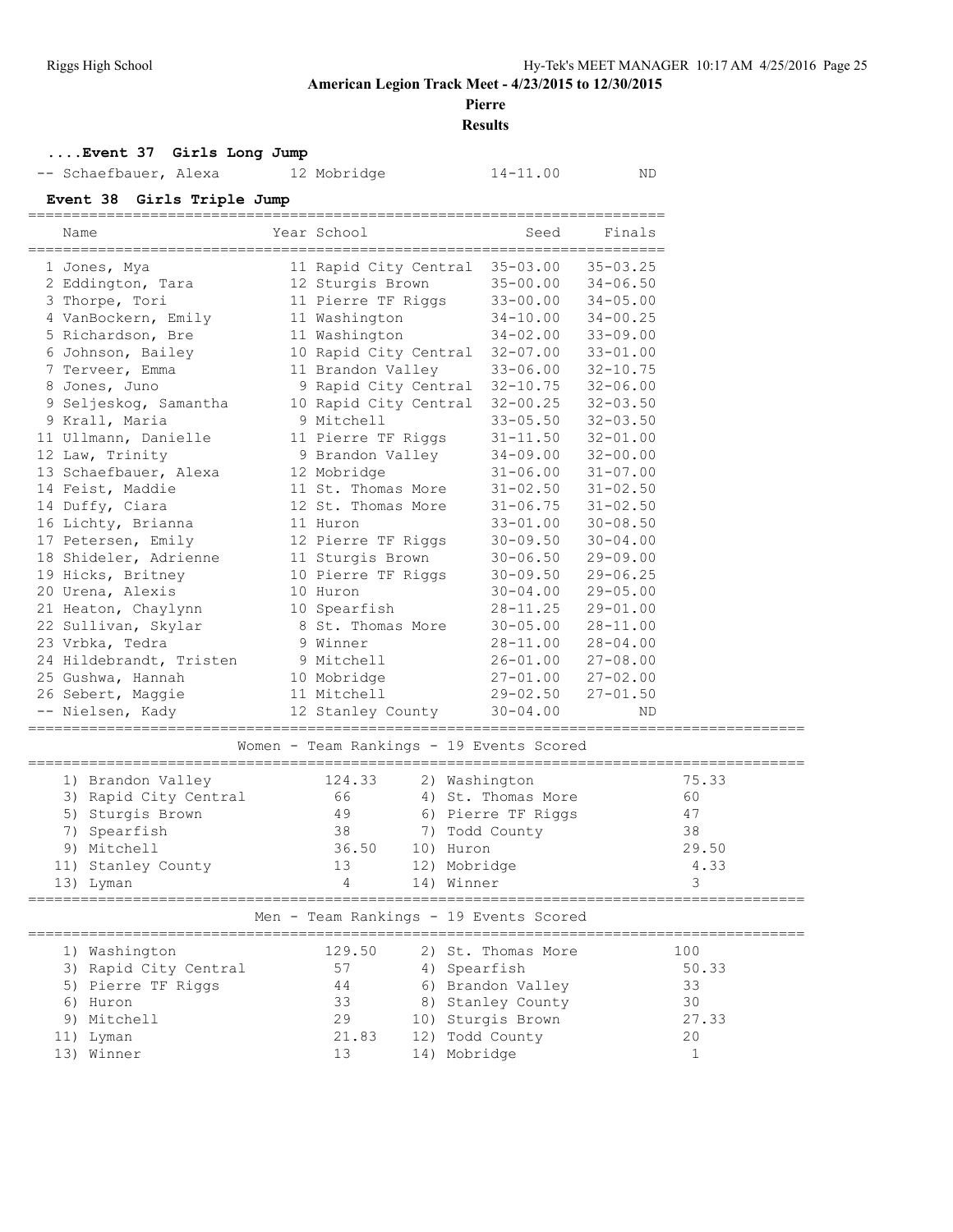**American Legion Track Meet - 4/23/2015 to 12/30/2015**

**Pierre**

**Results**

### ....Event 37 Girls Long Jump

| | | | | |
|---|---|---|---|---|
| -- | Schaefbauer, Alexa | 12 Mobridge | 14-11.00 | ND |

### Event 38 Girls Triple Jump

| | Name | Year School | Seed | Finals |
|---|---|---|---|---|
| 1 | Jones, Mya | 11 Rapid City Central | 35-03.00 | 35-03.25 |
| 2 | Eddington, Tara | 12 Sturgis Brown | 35-00.00 | 34-06.50 |
| 3 | Thorpe, Tori | 11 Pierre TF Riggs | 33-00.00 | 34-05.00 |
| 4 | VanBockern, Emily | 11 Washington | 34-10.00 | 34-00.25 |
| 5 | Richardson, Bre | 11 Washington | 34-02.00 | 33-09.00 |
| 6 | Johnson, Bailey | 10 Rapid City Central | 32-07.00 | 33-01.00 |
| 7 | Terveer, Emma | 11 Brandon Valley | 33-06.00 | 32-10.75 |
| 8 | Jones, Juno | 9 Rapid City Central | 32-10.75 | 32-06.00 |
| 9 | Seljeskog, Samantha | 10 Rapid City Central | 32-00.25 | 32-03.50 |
| 9 | Krall, Maria | 9 Mitchell | 33-05.50 | 32-03.50 |
| 11 | Ullmann, Danielle | 11 Pierre TF Riggs | 31-11.50 | 32-01.00 |
| 12 | Law, Trinity | 9 Brandon Valley | 34-09.00 | 32-00.00 |
| 13 | Schaefbauer, Alexa | 12 Mobridge | 31-06.00 | 31-07.00 |
| 14 | Feist, Maddie | 11 St. Thomas More | 31-02.50 | 31-02.50 |
| 14 | Duffy, Ciara | 12 St. Thomas More | 31-06.75 | 31-02.50 |
| 16 | Lichty, Brianna | 11 Huron | 33-01.00 | 30-08.50 |
| 17 | Petersen, Emily | 12 Pierre TF Riggs | 30-09.50 | 30-04.00 |
| 18 | Shideler, Adrienne | 11 Sturgis Brown | 30-06.50 | 29-09.00 |
| 19 | Hicks, Britney | 10 Pierre TF Riggs | 30-09.50 | 29-06.25 |
| 20 | Urena, Alexis | 10 Huron | 30-04.00 | 29-05.00 |
| 21 | Heaton, Chaylynn | 10 Spearfish | 28-11.25 | 29-01.00 |
| 22 | Sullivan, Skylar | 8 St. Thomas More | 30-05.00 | 28-11.00 |
| 23 | Vrbka, Tedra | 9 Winner | 28-11.00 | 28-04.00 |
| 24 | Hildebrandt, Tristen | 9 Mitchell | 26-01.00 | 27-08.00 |
| 25 | Gushwa, Hannah | 10 Mobridge | 27-01.00 | 27-02.00 |
| 26 | Sebert, Maggie | 11 Mitchell | 29-02.50 | 27-01.50 |
| -- | Nielsen, Kady | 12 Stanley County | 30-04.00 | ND |

### Women - Team Rankings - 19 Events Scored

| | | | | |
|---|---|---|---|---|
| 1) | Brandon Valley | 124.33 | 2) Washington | 75.33 |
| 3) | Rapid City Central | 66 | 4) St. Thomas More | 60 |
| 5) | Sturgis Brown | 49 | 6) Pierre TF Riggs | 47 |
| 7) | Spearfish | 38 | 7) Todd County | 38 |
| 9) | Mitchell | 36.50 | 10) Huron | 29.50 |
| 11) | Stanley County | 13 | 12) Mobridge | 4.33 |
| 13) | Lyman | 4 | 14) Winner | 3 |

### Men - Team Rankings - 19 Events Scored

| | | | | |
|---|---|---|---|---|
| 1) | Washington | 129.50 | 2) St. Thomas More | 100 |
| 3) | Rapid City Central | 57 | 4) Spearfish | 50.33 |
| 5) | Pierre TF Riggs | 44 | 6) Brandon Valley | 33 |
| 6) | Huron | 33 | 8) Stanley County | 30 |
| 9) | Mitchell | 29 | 10) Sturgis Brown | 27.33 |
| 11) | Lyman | 21.83 | 12) Todd County | 20 |
| 13) | Winner | 13 | 14) Mobridge | 1 |